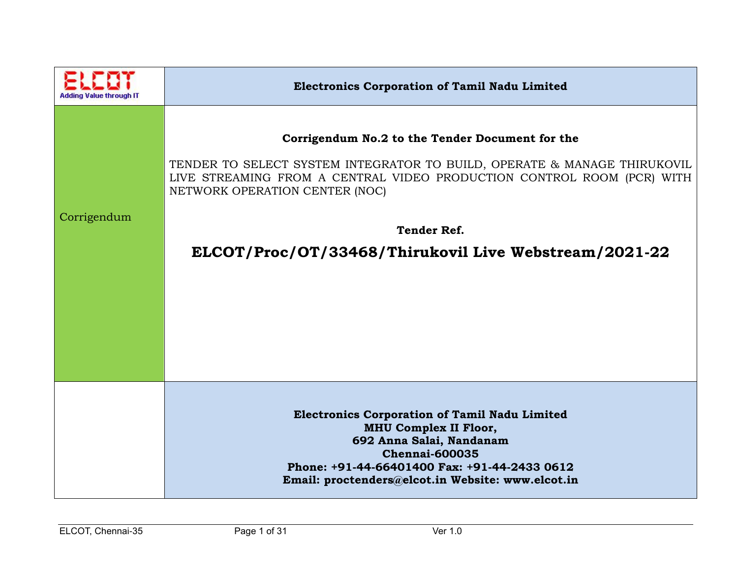**ELCOT**
Adding Value through IT

**Electronics Corporation of Tamil Nadu Limited**

Corrigendum

**Corrigendum No.2 to the Tender Document for the**

TENDER TO SELECT SYSTEM INTEGRATOR TO BUILD, OPERATE & MANAGE THIRUKOVIL LIVE STREAMING FROM A CENTRAL VIDEO PRODUCTION CONTROL ROOM (PCR) WITH NETWORK OPERATION CENTER (NOC)

**Tender Ref.**

## ELCOT/Proc/OT/33468/Thirukovil Live Webstream/2021-22

**Electronics Corporation of Tamil Nadu Limited**
**MHU Complex II Floor,**
**692 Anna Salai, Nandanam**
**Chennai-600035**
**Phone: +91-44-66401400 Fax: +91-44-2433 0612**
**Email: proctenders@elcot.in Website: www.elcot.in**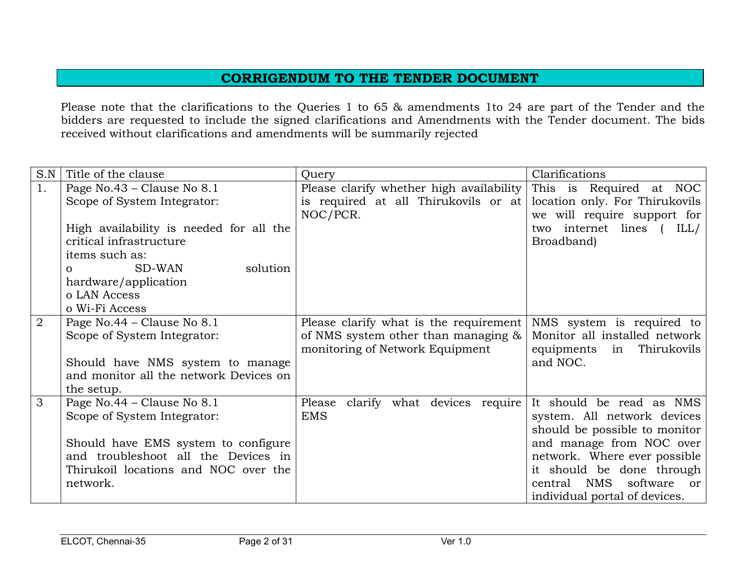## CORRIGENDUM TO THE TENDER DOCUMENT

Please note that the clarifications to the Queries 1 to 65 & amendments 1to 24 are part of the Tender and the bidders are requested to include the signed clarifications and Amendments with the Tender document. The bids received without clarifications and amendments will be summarily rejected

| S.N | Title of the clause | Query | Clarifications |
|---|---|---|---|
| 1. | Page No.43 – Clause No 8.1<br>Scope of System Integrator:<br><br>High availability is needed for all the critical infrastructure items such as:<br>o SD-WAN solution hardware/application<br>o LAN Access<br>o Wi-Fi Access | Please clarify whether high availability is required at all Thirukovils or at NOC/PCR. | This is Required at NOC location only. For Thirukovils we will require support for two internet lines ( ILL/ Broadband) |
| 2 | Page No.44 – Clause No 8.1<br>Scope of System Integrator:<br><br>Should have NMS system to manage and monitor all the network Devices on the setup. | Please clarify what is the requirement of NMS system other than managing & monitoring of Network Equipment | NMS system is required to Monitor all installed network equipments in Thirukovils and NOC. |
| 3 | Page No.44 – Clause No 8.1<br>Scope of System Integrator:<br><br>Should have EMS system to configure and troubleshoot all the Devices in Thirukoil locations and NOC over the network. | Please clarify what devices require EMS | It should be read as NMS system. All network devices should be possible to monitor and manage from NOC over network. Where ever possible it should be done through central NMS software or individual portal of devices. |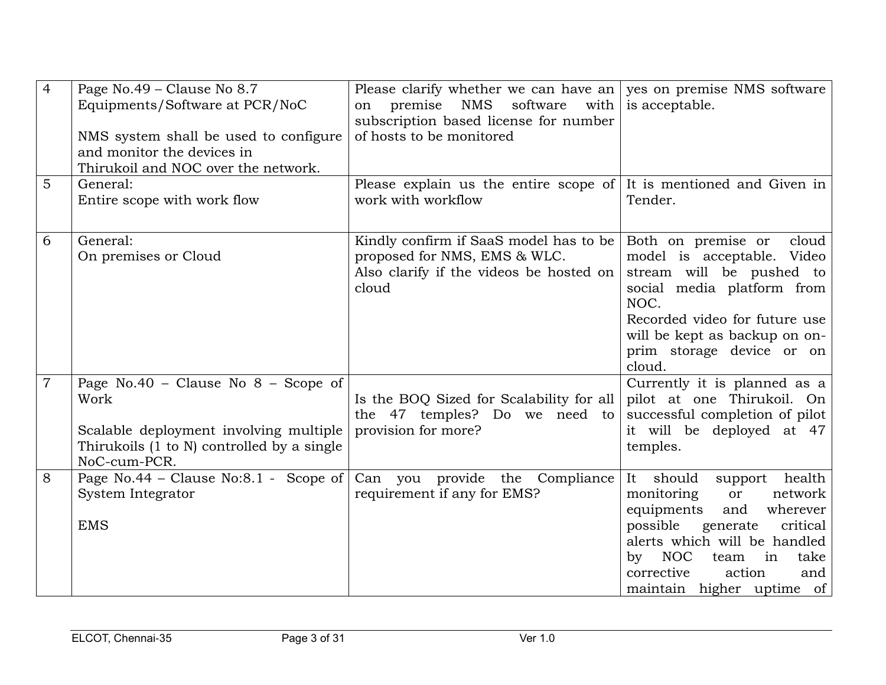| 4 | Page No.49 – Clause No 8.7 Equipments/Software at PCR/NoC<br><br>NMS system shall be used to configure and monitor the devices in Thirukoil and NOC over the network. | Please clarify whether we can have an on premise NMS software with subscription based license for number of hosts to be monitored | yes on premise NMS software is acceptable. |
|---|---|---|---|
| 5 | General:<br>Entire scope with work flow | Please explain us the entire scope of work with workflow | It is mentioned and Given in Tender. |
| 6 | General:<br>On premises or Cloud | Kindly confirm if SaaS model has to be proposed for NMS, EMS & WLC.<br>Also clarify if the videos be hosted on cloud | Both on premise or cloud model is acceptable. Video stream will be pushed to social media platform from NOC.<br>Recorded video for future use will be kept as backup on on-prim storage device or on cloud. |
| 7 | Page No.40 – Clause No 8 – Scope of Work<br><br>Scalable deployment involving multiple Thirukoils (1 to N) controlled by a single NoC-cum-PCR. | Is the BOQ Sized for Scalability for all the 47 temples? Do we need to provision for more? | Currently it is planned as a pilot at one Thirukoil. On successful completion of pilot it will be deployed at 47 temples. |
| 8 | Page No.44 – Clause No:8.1 - Scope of System Integrator<br><br>EMS | Can you provide the Compliance requirement if any for EMS? | It should support health monitoring or network equipments and wherever possible generate critical alerts which will be handled by NOC team in take corrective action and maintain higher uptime of |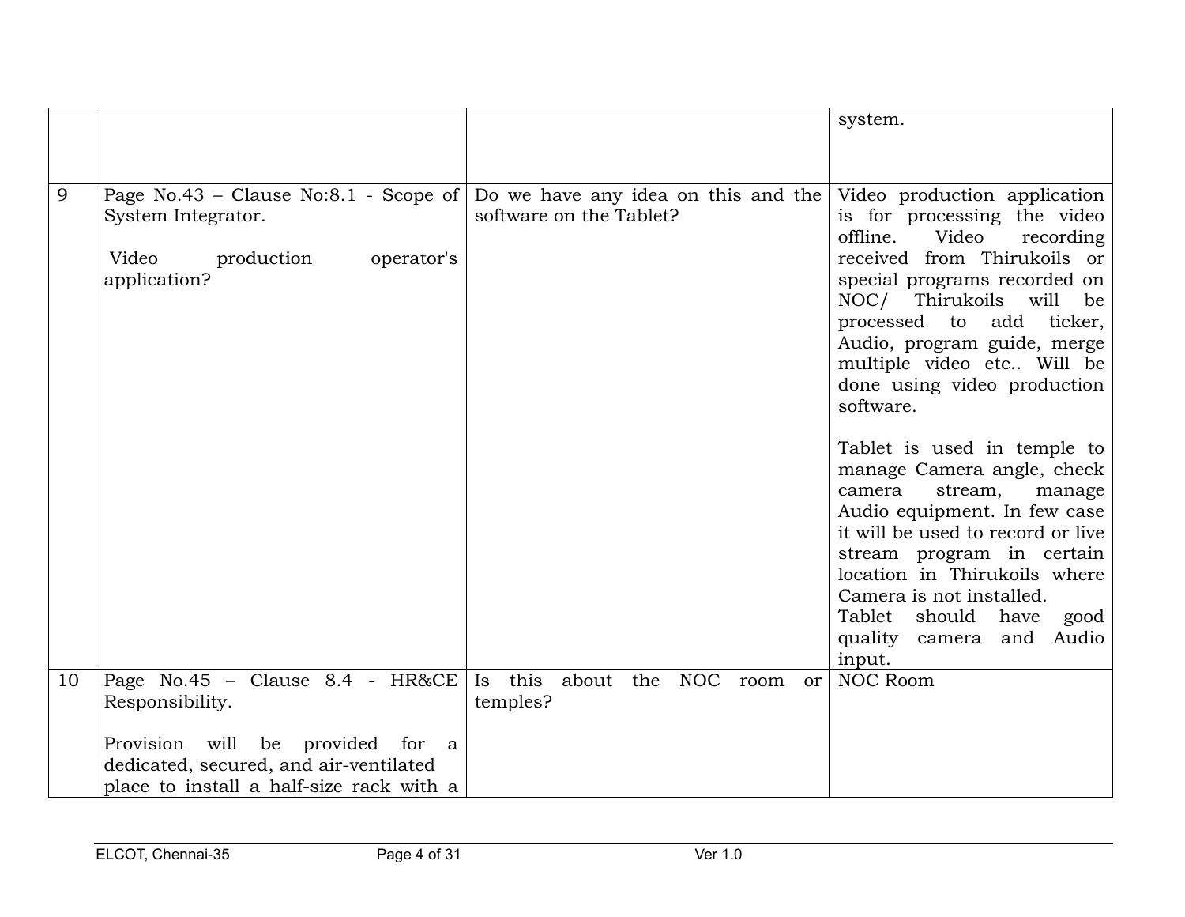| | | | |
|---|---|---|---|
| | | | system. |
| 9 | Page No.43 – Clause No:8.1 - Scope of System Integrator.<br><br>Video production operator's application? | Do we have any idea on this and the software on the Tablet? | Video production application is for processing the video offline. Video recording received from Thirukoils or special programs recorded on NOC/ Thirukoils will be processed to add ticker, Audio, program guide, merge multiple video etc.. Will be done using video production software.<br><br>Tablet is used in temple to manage Camera angle, check camera stream, manage Audio equipment. In few case it will be used to record or live stream program in certain location in Thirukoils where Camera is not installed.<br>Tablet should have good quality camera and Audio input. |
| 10 | Page No.45 – Clause 8.4 - HR&CE Responsibility.<br><br>Provision will be provided for a dedicated, secured, and air-ventilated place to install a half-size rack with a | Is this about the NOC room or temples? | NOC Room |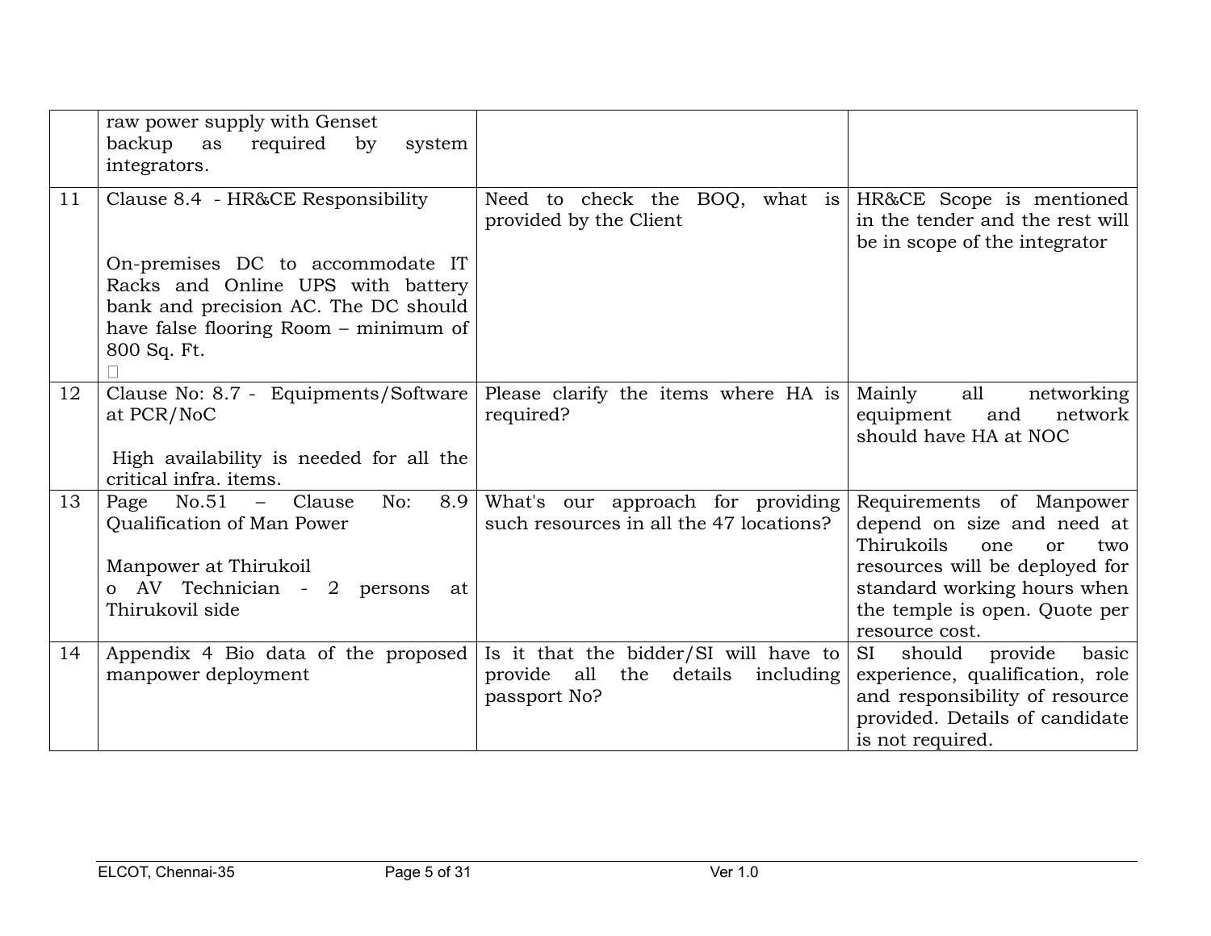| | | | |
|---|---|---|---|
| | raw power supply with Genset backup as required by system integrators. | | |
| 11 | Clause 8.4 - HR&CE Responsibility<br><br>On-premises DC to accommodate IT Racks and Online UPS with battery bank and precision AC. The DC should have false flooring Room – minimum of 800 Sq. Ft. | Need to check the BOQ, what is provided by the Client | HR&CE Scope is mentioned in the tender and the rest will be in scope of the integrator |
| 12 | Clause No: 8.7 - Equipments/Software at PCR/NoC<br><br>High availability is needed for all the critical infra. items. | Please clarify the items where HA is required? | Mainly all networking equipment and network should have HA at NOC |
| 13 | Page No.51 – Clause No: 8.9 Qualification of Man Power<br><br>Manpower at Thirukoil<br>o AV Technician - 2 persons at Thirukovil side | What's our approach for providing such resources in all the 47 locations? | Requirements of Manpower depend on size and need at Thirukoils one or two resources will be deployed for standard working hours when the temple is open. Quote per resource cost. |
| 14 | Appendix 4 Bio data of the proposed manpower deployment | Is it that the bidder/SI will have to provide all the details including passport No? | SI should provide basic experience, qualification, role and responsibility of resource provided. Details of candidate is not required. |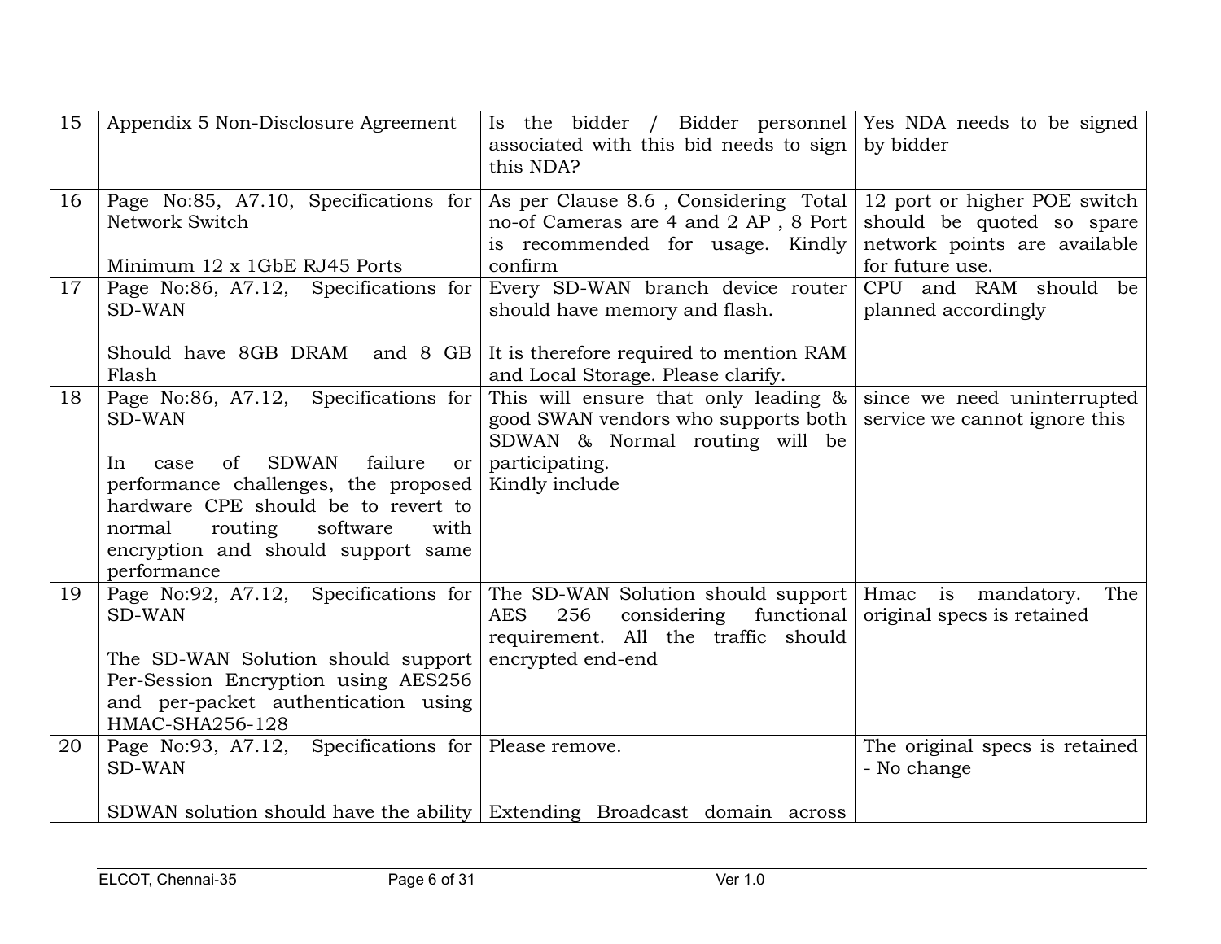| 15 | Appendix 5 Non-Disclosure Agreement | Is the bidder / Bidder personnel associated with this bid needs to sign this NDA? | Yes NDA needs to be signed by bidder |
|---|---|---|---|
| 16 | Page No:85, A7.10, Specifications for Network Switch<br><br>Minimum 12 x 1GbE RJ45 Ports | As per Clause 8.6 , Considering Total no-of Cameras are 4 and 2 AP , 8 Port is recommended for usage. Kindly confirm | 12 port or higher POE switch should be quoted so spare network points are available for future use. |
| 17 | Page No:86, A7.12, Specifications for SD-WAN<br><br>Should have 8GB DRAM and 8 GB Flash | Every SD-WAN branch device router should have memory and flash.<br><br>It is therefore required to mention RAM and Local Storage. Please clarify. | CPU and RAM should be planned accordingly |
| 18 | Page No:86, A7.12, Specifications for SD-WAN<br><br>In case of SDWAN failure or performance challenges, the proposed hardware CPE should be to revert to normal routing software with encryption and should support same performance | This will ensure that only leading & good SWAN vendors who supports both SDWAN & Normal routing will be participating.<br>Kindly include | since we need uninterrupted service we cannot ignore this |
| 19 | Page No:92, A7.12, Specifications for SD-WAN<br><br>The SD-WAN Solution should support Per-Session Encryption using AES256 and per-packet authentication using HMAC-SHA256-128 | The SD-WAN Solution should support AES 256 considering functional requirement. All the traffic should encrypted end-end | Hmac is mandatory. The original specs is retained |
| 20 | Page No:93, A7.12, Specifications for SD-WAN<br><br>SDWAN solution should have the ability | Please remove.<br><br>Extending Broadcast domain across | The original specs is retained - No change |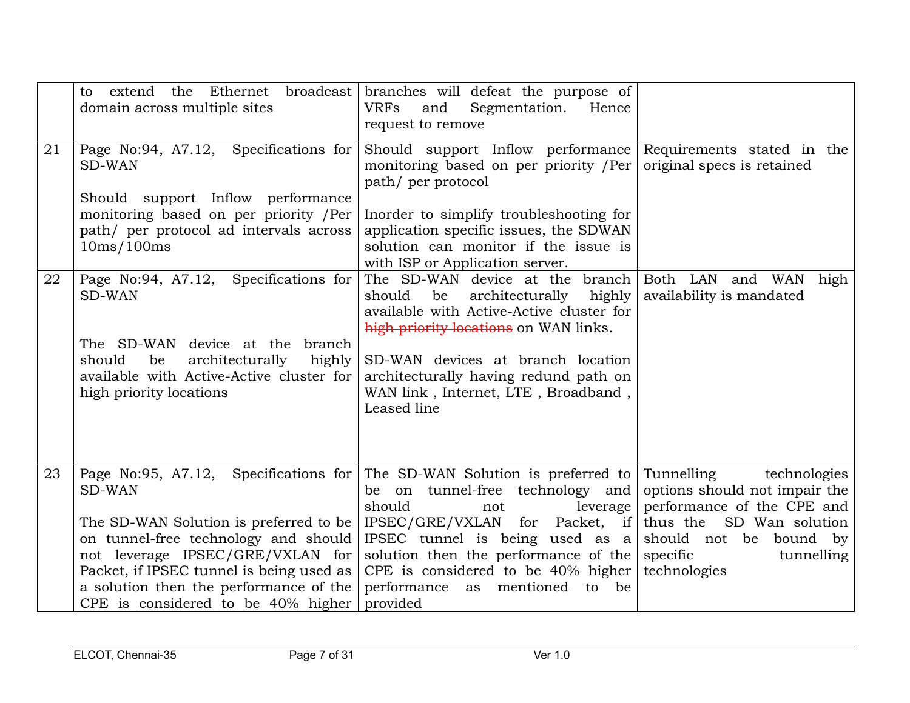| | | | |
|---|---|---|---|
| | to extend the Ethernet broadcast domain across multiple sites | branches will defeat the purpose of VRFs and Segmentation. Hence request to remove | |
| 21 | Page No:94, A7.12, Specifications for SD-WAN<br><br>Should support Inflow performance monitoring based on per priority /Per path/ per protocol ad intervals across 10ms/100ms | Should support Inflow performance monitoring based on per priority /Per path/ per protocol<br><br>Inorder to simplify troubleshooting for application specific issues, the SDWAN solution can monitor if the issue is with ISP or Application server. | Requirements stated in the original specs is retained |
| 22 | Page No:94, A7.12, Specifications for SD-WAN<br><br>The SD-WAN device at the branch should be architecturally highly available with Active-Active cluster for high priority locations | The SD-WAN device at the branch should be architecturally highly available with Active-Active cluster for ~~high priority locations~~ on WAN links.<br><br>SD-WAN devices at branch location architecturally having redund path on WAN link , Internet, LTE , Broadband , Leased line | Both LAN and WAN high availability is mandated |
| 23 | Page No:95, A7.12, Specifications for SD-WAN<br><br>The SD-WAN Solution is preferred to be on tunnel-free technology and should not leverage IPSEC/GRE/VXLAN for Packet, if IPSEC tunnel is being used as a solution then the performance of the CPE is considered to be 40% higher | The SD-WAN Solution is preferred to be on tunnel-free technology and should not leverage IPSEC/GRE/VXLAN for Packet, if IPSEC tunnel is being used as a solution then the performance of the CPE is considered to be 40% higher performance as mentioned to be provided | Tunnelling technologies options should not impair the performance of the CPE and thus the SD Wan solution should not be bound by specific tunnelling technologies |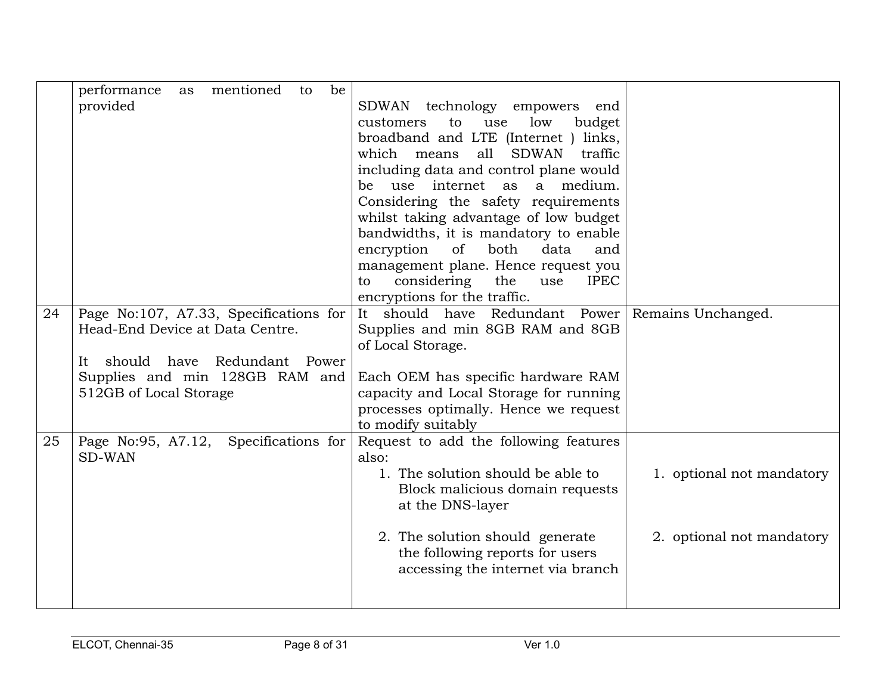| | | | |
|---|---|---|---|
| | performance as mentioned to be provided | SDWAN technology empowers end customers to use low budget broadband and LTE (Internet ) links, which means all SDWAN traffic including data and control plane would be use internet as a medium. Considering the safety requirements whilst taking advantage of low budget bandwidths, it is mandatory to enable encryption of both data and management plane. Hence request you to considering the use IPEC encryptions for the traffic. | |
| 24 | Page No:107, A7.33, Specifications for Head-End Device at Data Centre.<br><br>It should have Redundant Power Supplies and min 128GB RAM and 512GB of Local Storage | It should have Redundant Power Supplies and min 8GB RAM and 8GB of Local Storage.<br><br>Each OEM has specific hardware RAM capacity and Local Storage for running processes optimally. Hence we request to modify suitably | Remains Unchanged. |
| 25 | Page No:95, A7.12, Specifications for SD-WAN | Request to add the following features also:<br>1. The solution should be able to Block malicious domain requests at the DNS-layer<br><br>2. The solution should generate the following reports for users accessing the internet via branch | 1. optional not mandatory<br><br>2. optional not mandatory |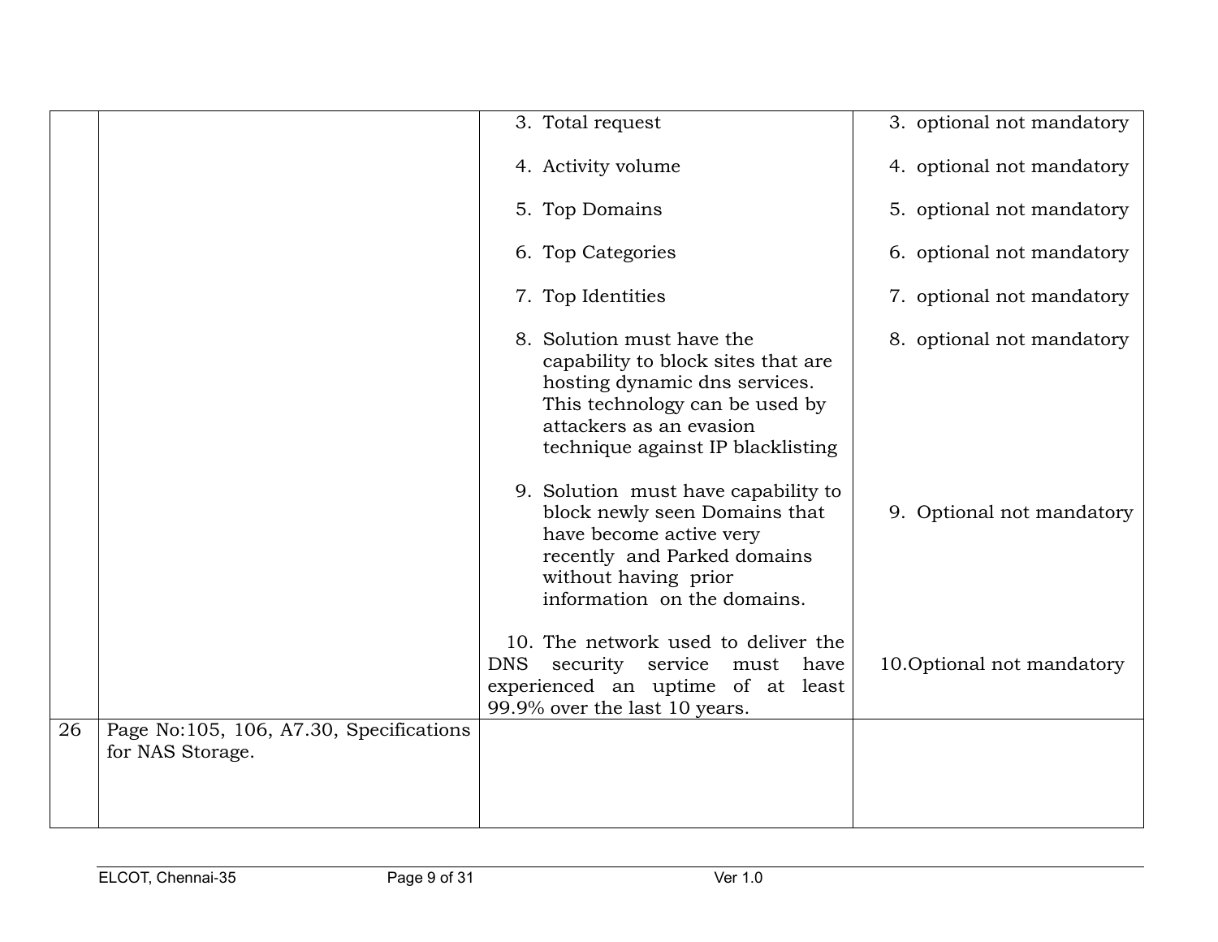| | | | |
|---|---|---|---|
| | | 3. Total request | 3. optional not mandatory |
| | | 4. Activity volume | 4. optional not mandatory |
| | | 5. Top Domains | 5. optional not mandatory |
| | | 6. Top Categories | 6. optional not mandatory |
| | | 7. Top Identities | 7. optional not mandatory |
| | | 8. Solution must have the capability to block sites that are hosting dynamic dns services. This technology can be used by attackers as an evasion technique against IP blacklisting | 8. optional not mandatory |
| | | 9. Solution must have capability to block newly seen Domains that have become active very recently and Parked domains without having prior information on the domains. | 9. Optional not mandatory |
| | | 10. The network used to deliver the DNS security service must have experienced an uptime of at least 99.9% over the last 10 years. | 10.Optional not mandatory |
| 26 | Page No:105, 106, A7.30, Specifications for NAS Storage. | | |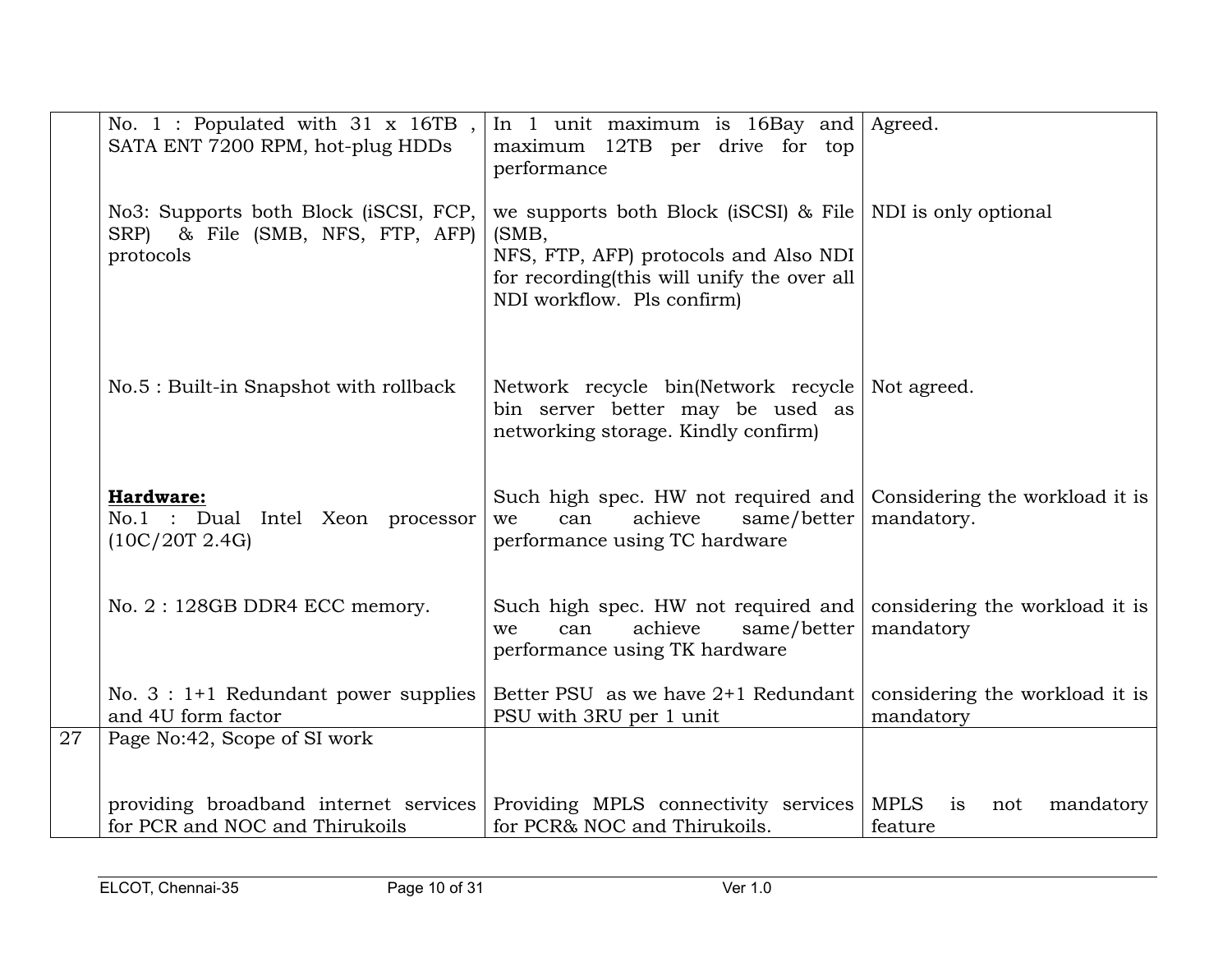| | | | |
|---|---|---|---|
| | No. 1 : Populated with 31 x 16TB , SATA ENT 7200 RPM, hot-plug HDDs | In 1 unit maximum is 16Bay and maximum 12TB per drive for top performance | Agreed. |
| | No3: Supports both Block (iSCSI, FCP, SRP) & File (SMB, NFS, FTP, AFP) protocols | we supports both Block (iSCSI) & File (SMB,<br>NFS, FTP, AFP) protocols and Also NDI for recording(this will unify the over all NDI workflow. Pls confirm) | NDI is only optional |
| | No.5 : Built-in Snapshot with rollback | Network recycle bin(Network recycle bin server better may be used as networking storage. Kindly confirm) | Not agreed. |
| | **Hardware:**<br>No.1 : Dual Intel Xeon processor (10C/20T 2.4G) | Such high spec. HW not required and we can achieve same/better performance using TC hardware | Considering the workload it is mandatory. |
| | No. 2 : 128GB DDR4 ECC memory. | Such high spec. HW not required and we can achieve same/better performance using TK hardware | considering the workload it is mandatory |
| | No. 3 : 1+1 Redundant power supplies and 4U form factor | Better PSU as we have 2+1 Redundant PSU with 3RU per 1 unit | considering the workload it is mandatory |
| 27 | Page No:42, Scope of SI work<br><br>providing broadband internet services for PCR and NOC and Thirukoils | Providing MPLS connectivity services for PCR& NOC and Thirukoils. | MPLS is not mandatory feature |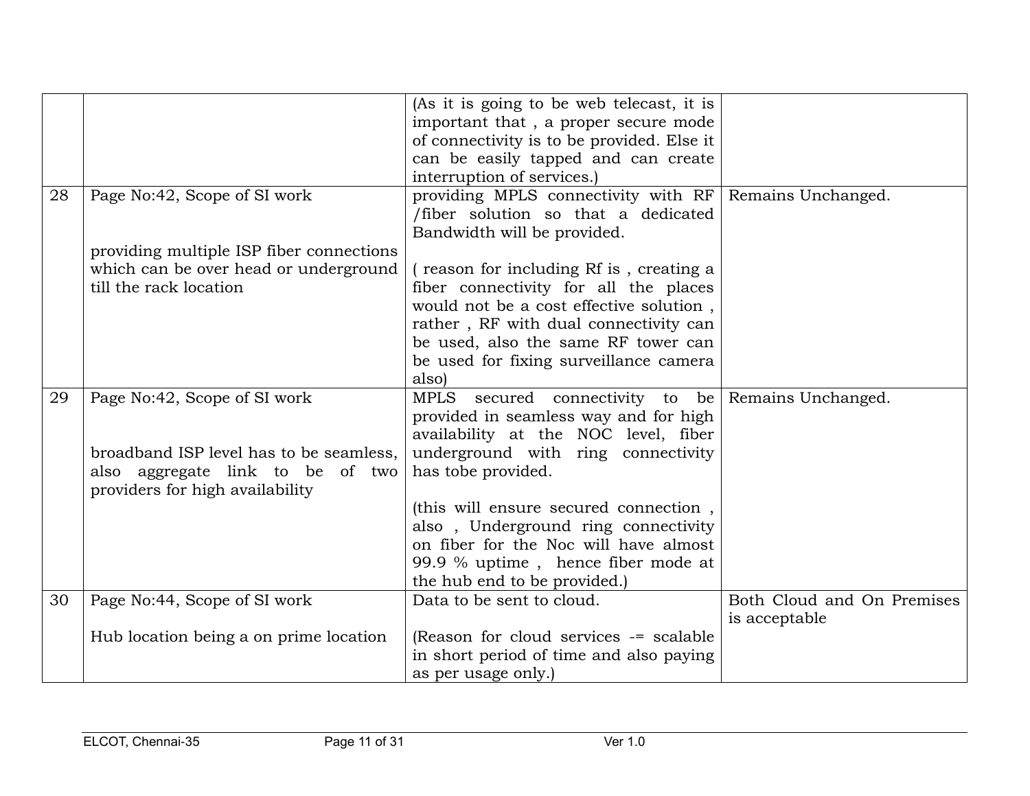|  |  |  |  |
|---|---|---|---|
|  |  | (As it is going to be web telecast, it is important that , a proper secure mode of connectivity is to be provided. Else it can be easily tapped and can create interruption of services.) |  |
| 28 | Page No:42, Scope of SI work<br><br>providing multiple ISP fiber connections which can be over head or underground till the rack location | providing MPLS connectivity with RF /fiber solution so that a dedicated Bandwidth will be provided.<br><br>( reason for including Rf is , creating a fiber connectivity for all the places would not be a cost effective solution , rather , RF with dual connectivity can be used, also the same RF tower can be used for fixing surveillance camera also) | Remains Unchanged. |
| 29 | Page No:42, Scope of SI work<br><br>broadband ISP level has to be seamless, also aggregate link to be of two providers for high availability | MPLS secured connectivity to be provided in seamless way and for high availability at the NOC level, fiber underground with ring connectivity has tobe provided.<br><br>(this will ensure secured connection , also , Underground ring connectivity on fiber for the Noc will have almost 99.9 % uptime , hence fiber mode at the hub end to be provided.) | Remains Unchanged. |
| 30 | Page No:44, Scope of SI work<br><br>Hub location being a on prime location | Data to be sent to cloud.<br><br>(Reason for cloud services -= scalable in short period of time and also paying as per usage only.) | Both Cloud and On Premises is acceptable |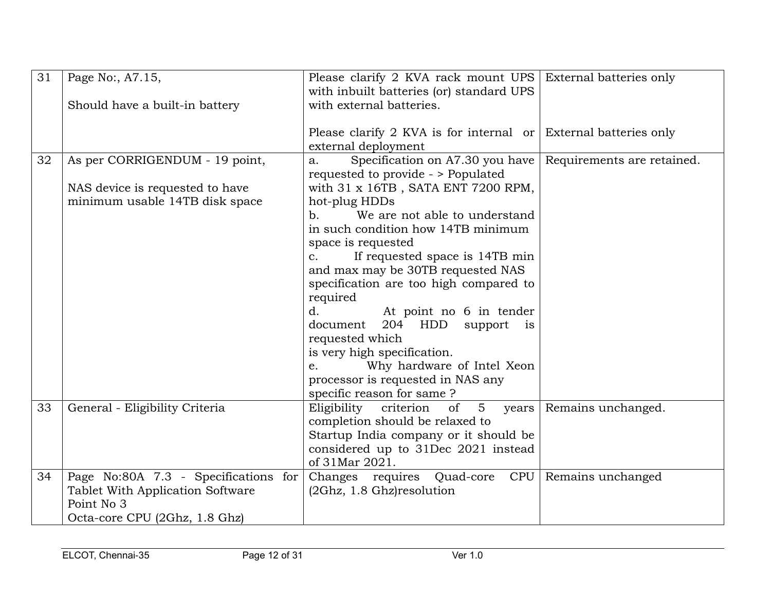| 31 | Page No:, A7.15,<br><br>Should have a built-in battery | Please clarify 2 KVA rack mount UPS with inbuilt batteries (or) standard UPS with external batteries.<br><br>Please clarify 2 KVA is for internal or external deployment | External batteries only<br><br><br>External batteries only |
|---|---|---|---|
| 32 | As per CORRIGENDUM - 19 point,<br><br>NAS device is requested to have minimum usable 14TB disk space | a. Specification on A7.30 you have requested to provide - > Populated with 31 x 16TB , SATA ENT 7200 RPM, hot-plug HDDs<br>b. We are not able to understand in such condition how 14TB minimum space is requested<br>c. If requested space is 14TB min and max may be 30TB requested NAS specification are too high compared to required<br>d. At point no 6 in tender document 204 HDD support is requested which is very high specification.<br>e. Why hardware of Intel Xeon processor is requested in NAS any specific reason for same ? | Requirements are retained. |
| 33 | General - Eligibility Criteria | Eligibility criterion of 5 years completion should be relaxed to Startup India company or it should be considered up to 31Dec 2021 instead of 31Mar 2021. | Remains unchanged. |
| 34 | Page No:80A 7.3 - Specifications for Tablet With Application Software<br>Point No 3<br>Octa-core CPU (2Ghz, 1.8 Ghz) | Changes requires Quad-core CPU (2Ghz, 1.8 Ghz)resolution | Remains unchanged |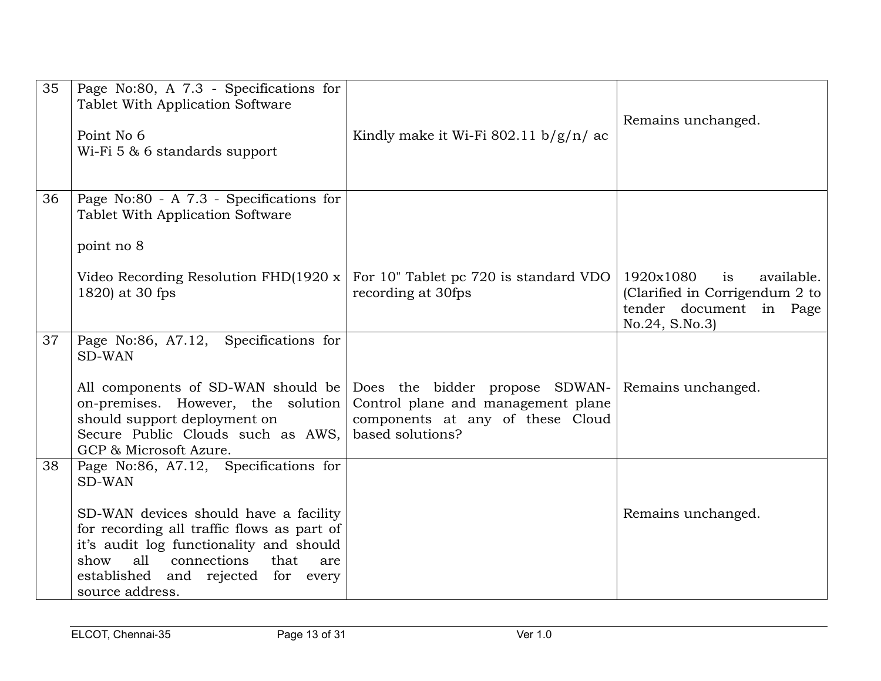| 35 | Page No:80, A 7.3 - Specifications for Tablet With Application Software<br><br>Point No 6<br>Wi-Fi 5 & 6 standards support | Kindly make it Wi-Fi 802.11 b/g/n/ ac | Remains unchanged. |
|---|---|---|---|
| 36 | Page No:80 - A 7.3 - Specifications for Tablet With Application Software<br><br>point no 8<br><br>Video Recording Resolution FHD(1920 x 1820) at 30 fps | For 10" Tablet pc 720 is standard VDO recording at 30fps | 1920x1080 is available. (Clarified in Corrigendum 2 to tender document in Page No.24, S.No.3) |
| 37 | Page No:86, A7.12, Specifications for SD-WAN<br><br>All components of SD-WAN should be on-premises. However, the solution should support deployment on Secure Public Clouds such as AWS, GCP & Microsoft Azure. | Does the bidder propose SDWAN-Control plane and management plane components at any of these Cloud based solutions? | Remains unchanged. |
| 38 | Page No:86, A7.12, Specifications for SD-WAN<br><br>SD-WAN devices should have a facility for recording all traffic flows as part of it's audit log functionality and should show all connections that are established and rejected for every source address. | | Remains unchanged. |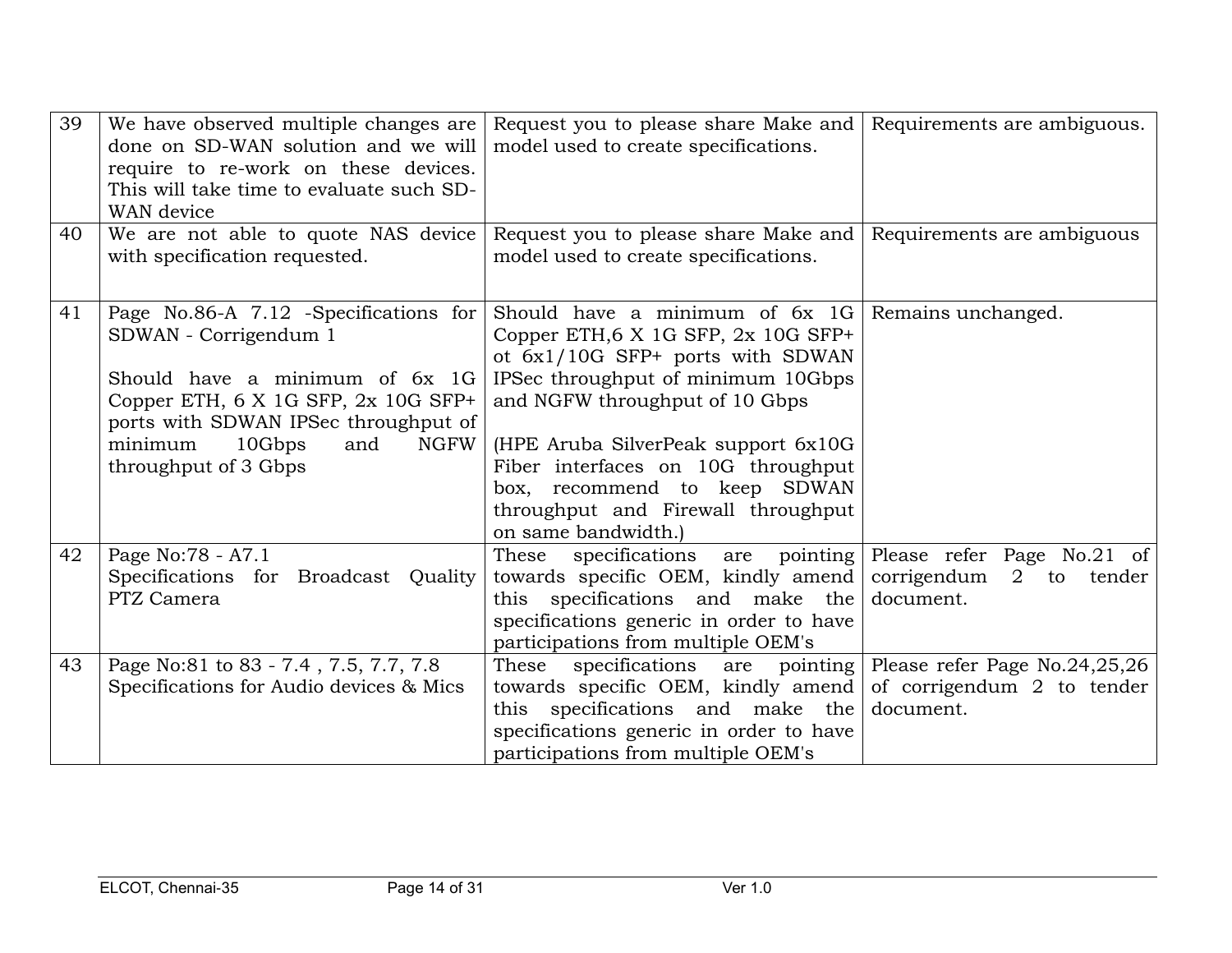| | | | |
|---|---|---|---|
| 39 | We have observed multiple changes are done on SD-WAN solution and we will require to re-work on these devices. This will take time to evaluate such SD-WAN device | Request you to please share Make and model used to create specifications. | Requirements are ambiguous. |
| 40 | We are not able to quote NAS device with specification requested. | Request you to please share Make and model used to create specifications. | Requirements are ambiguous |
| 41 | Page No.86-A 7.12 -Specifications for SDWAN - Corrigendum 1<br><br>Should have a minimum of 6x 1G Copper ETH, 6 X 1G SFP, 2x 10G SFP+ ports with SDWAN IPSec throughput of minimum 10Gbps and NGFW throughput of 3 Gbps | Should have a minimum of 6x 1G Copper ETH,6 X 1G SFP, 2x 10G SFP+ ot 6x1/10G SFP+ ports with SDWAN IPSec throughput of minimum 10Gbps and NGFW throughput of 10 Gbps<br><br>(HPE Aruba SilverPeak support 6x10G Fiber interfaces on 10G throughput box, recommend to keep SDWAN throughput and Firewall throughput on same bandwidth.) | Remains unchanged. |
| 42 | Page No:78 - A7.1<br>Specifications for Broadcast Quality PTZ Camera | These specifications are pointing towards specific OEM, kindly amend this specifications and make the specifications generic in order to have participations from multiple OEM's | Please refer Page No.21 of corrigendum 2 to tender document. |
| 43 | Page No:81 to 83 - 7.4 , 7.5, 7.7, 7.8<br>Specifications for Audio devices & Mics | These specifications are pointing towards specific OEM, kindly amend this specifications and make the specifications generic in order to have participations from multiple OEM's | Please refer Page No.24,25,26 of corrigendum 2 to tender document. |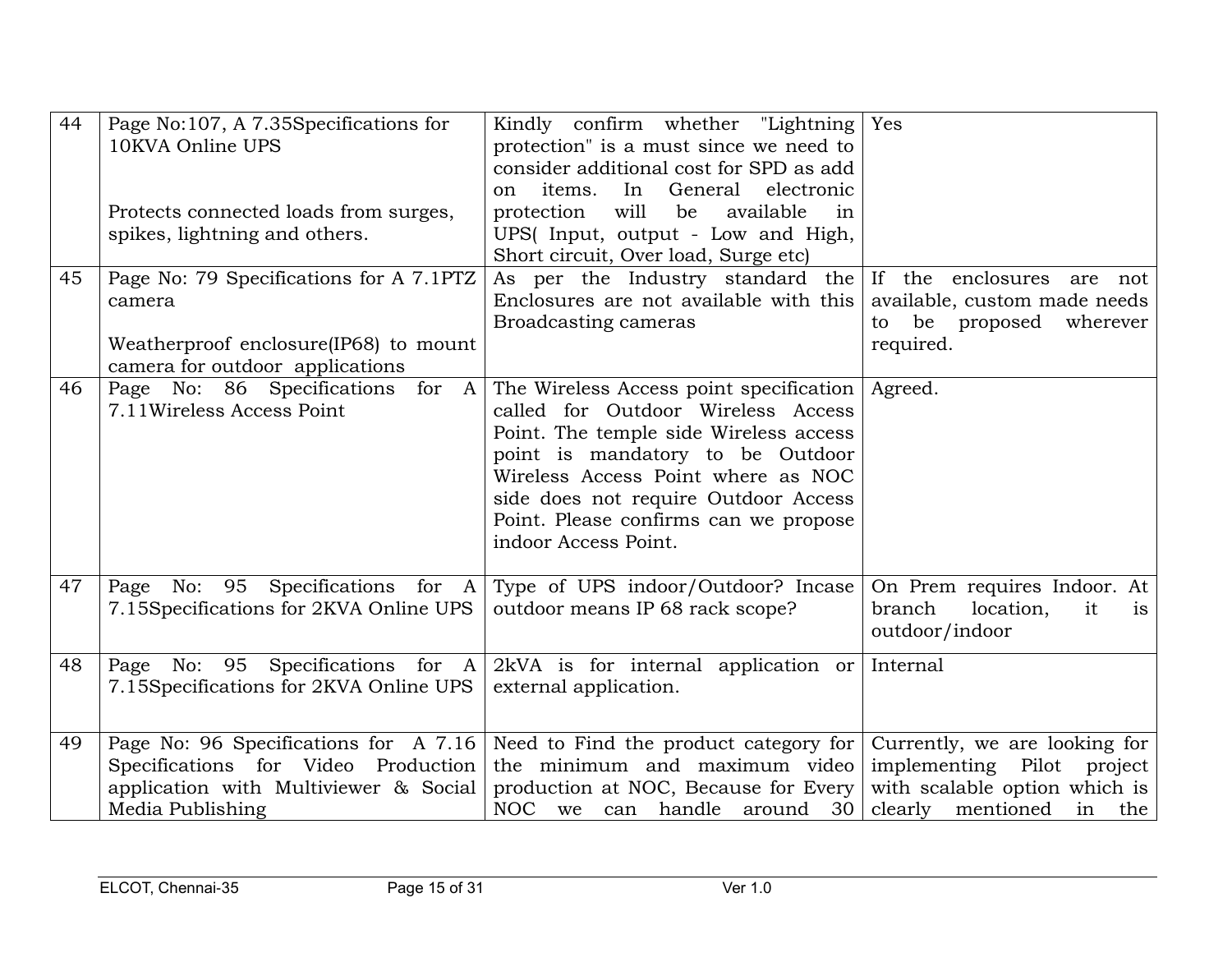| 44 | Page No:107, A 7.35Specifications for 10KVA Online UPS<br><br>Protects connected loads from surges, spikes, lightning and others. | Kindly confirm whether "Lightning protection" is a must since we need to consider additional cost for SPD as add on items. In General electronic protection will be available in UPS( Input, output - Low and High, Short circuit, Over load, Surge etc) | Yes |
|---|---|---|---|
| 45 | Page No: 79 Specifications for A 7.1PTZ camera<br><br>Weatherproof enclosure(IP68) to mount camera for outdoor applications | As per the Industry standard the Enclosures are not available with this Broadcasting cameras | If the enclosures are not available, custom made needs to be proposed wherever required. |
| 46 | Page No: 86 Specifications for A 7.11Wireless Access Point | The Wireless Access point specification called for Outdoor Wireless Access Point. The temple side Wireless access point is mandatory to be Outdoor Wireless Access Point where as NOC side does not require Outdoor Access Point. Please confirms can we propose indoor Access Point. | Agreed. |
| 47 | Page No: 95 Specifications for A 7.15Specifications for 2KVA Online UPS | Type of UPS indoor/Outdoor? Incase outdoor means IP 68 rack scope? | On Prem requires Indoor. At branch location, it is outdoor/indoor |
| 48 | Page No: 95 Specifications for A 7.15Specifications for 2KVA Online UPS | 2kVA is for internal application or external application. | Internal |
| 49 | Page No: 96 Specifications for A 7.16 Specifications for Video Production application with Multiviewer & Social Media Publishing | Need to Find the product category for the minimum and maximum video production at NOC, Because for Every NOC we can handle around 30 | Currently, we are looking for implementing Pilot project with scalable option which is clearly mentioned in the |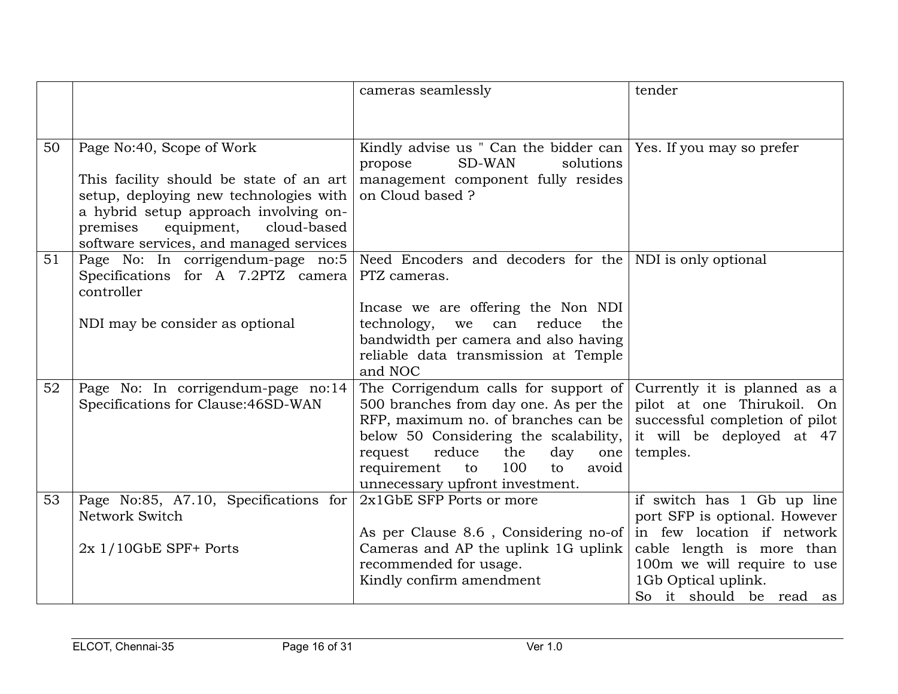| | | cameras seamlessly | tender |
|---|---|---|---|
| 50 | Page No:40, Scope of Work<br><br>This facility should be state of an art setup, deploying new technologies with a hybrid setup approach involving on-premises equipment, cloud-based software services, and managed services | Kindly advise us " Can the bidder can propose SD-WAN solutions management component fully resides on Cloud based ? | Yes. If you may so prefer |
| 51 | Page No: In corrigendum-page no:5 Specifications for A 7.2PTZ camera controller<br><br>NDI may be consider as optional | Need Encoders and decoders for the PTZ cameras.<br><br>Incase we are offering the Non NDI technology, we can reduce the bandwidth per camera and also having reliable data transmission at Temple and NOC | NDI is only optional |
| 52 | Page No: In corrigendum-page no:14 Specifications for Clause:46SD-WAN | The Corrigendum calls for support of 500 branches from day one. As per the RFP, maximum no. of branches can be below 50 Considering the scalability, request reduce the day one requirement to 100 to avoid unnecessary upfront investment. | Currently it is planned as a pilot at one Thirukoil. On successful completion of pilot it will be deployed at 47 temples. |
| 53 | Page No:85, A7.10, Specifications for Network Switch<br><br>2x 1/10GbE SPF+ Ports | 2x1GbE SFP Ports or more<br><br>As per Clause 8.6 , Considering no-of Cameras and AP the uplink 1G uplink recommended for usage.<br>Kindly confirm amendment | if switch has 1 Gb up line port SFP is optional. However in few location if network cable length is more than 100m we will require to use 1Gb Optical uplink.<br>So it should be read as |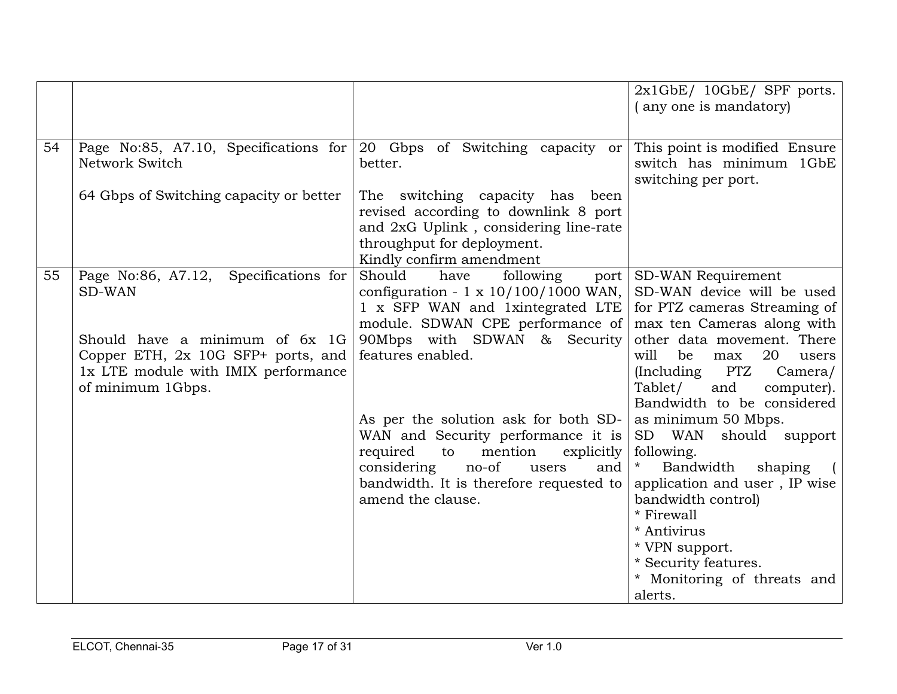| | | | |
|---|---|---|---|
| | | | 2x1GbE/ 10GbE/ SPF ports. ( any one is mandatory) |
| 54 | Page No:85, A7.10, Specifications for Network Switch<br><br>64 Gbps of Switching capacity or better | 20 Gbps of Switching capacity or better.<br><br>The switching capacity has been revised according to downlink 8 port and 2xG Uplink , considering line-rate throughput for deployment.<br>Kindly confirm amendment | This point is modified Ensure switch has minimum 1GbE switching per port. |
| 55 | Page No:86, A7.12, Specifications for SD-WAN<br><br>Should have a minimum of 6x 1G Copper ETH, 2x 10G SFP+ ports, and 1x LTE module with IMIX performance of minimum 1Gbps. | Should have following port configuration - 1 x 10/100/1000 WAN, 1 x SFP WAN and 1xintegrated LTE module. SDWAN CPE performance of 90Mbps with SDWAN & Security features enabled.<br><br>As per the solution ask for both SD-WAN and Security performance it is required to mention explicitly considering no-of users and bandwidth. It is therefore requested to amend the clause. | SD-WAN Requirement<br>SD-WAN device will be used for PTZ cameras Streaming of max ten Cameras along with other data movement. There will be max 20 users (Including PTZ Camera/ Tablet/ and computer). Bandwidth to be considered as minimum 50 Mbps.<br>SD WAN should support following.<br>* Bandwidth shaping ( application and user , IP wise bandwidth control)<br>* Firewall<br>* Antivirus<br>* VPN support.<br>* Security features.<br>* Monitoring of threats and alerts. |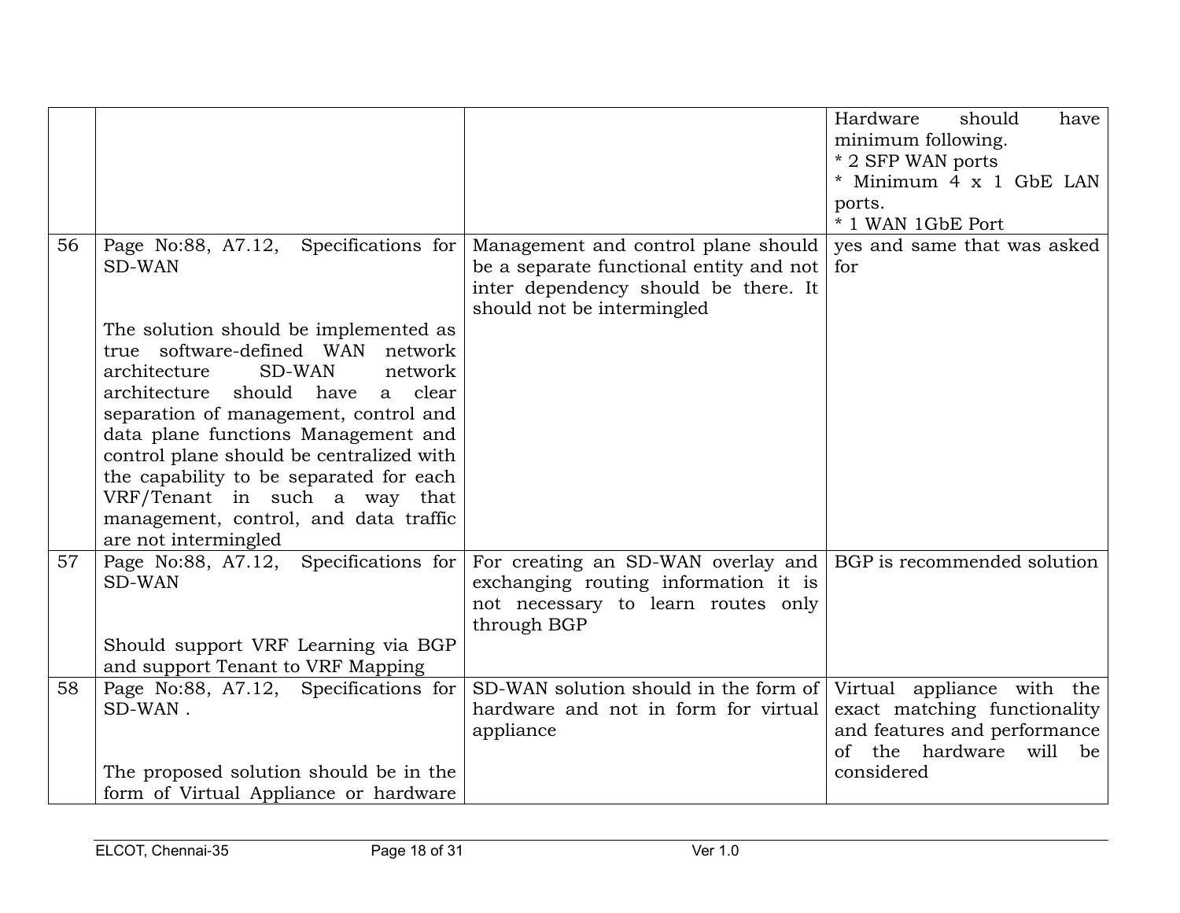|  |  |  | Hardware should have minimum following.<br>* 2 SFP WAN ports<br>* Minimum 4 x 1 GbE LAN ports.<br>* 1 WAN 1GbE Port |
|---|---|---|---|
| 56 | Page No:88, A7.12, Specifications for SD-WAN<br><br>The solution should be implemented as true software-defined WAN network architecture SD-WAN network architecture should have a clear separation of management, control and data plane functions Management and control plane should be centralized with the capability to be separated for each VRF/Tenant in such a way that management, control, and data traffic are not intermingled | Management and control plane should be a separate functional entity and not inter dependency should be there. It should not be intermingled | yes and same that was asked for |
| 57 | Page No:88, A7.12, Specifications for SD-WAN<br><br>Should support VRF Learning via BGP and support Tenant to VRF Mapping | For creating an SD-WAN overlay and exchanging routing information it is not necessary to learn routes only through BGP | BGP is recommended solution |
| 58 | Page No:88, A7.12, Specifications for SD-WAN .<br><br>The proposed solution should be in the form of Virtual Appliance or hardware | SD-WAN solution should in the form of hardware and not in form for virtual appliance | Virtual appliance with the exact matching functionality and features and performance of the hardware will be considered |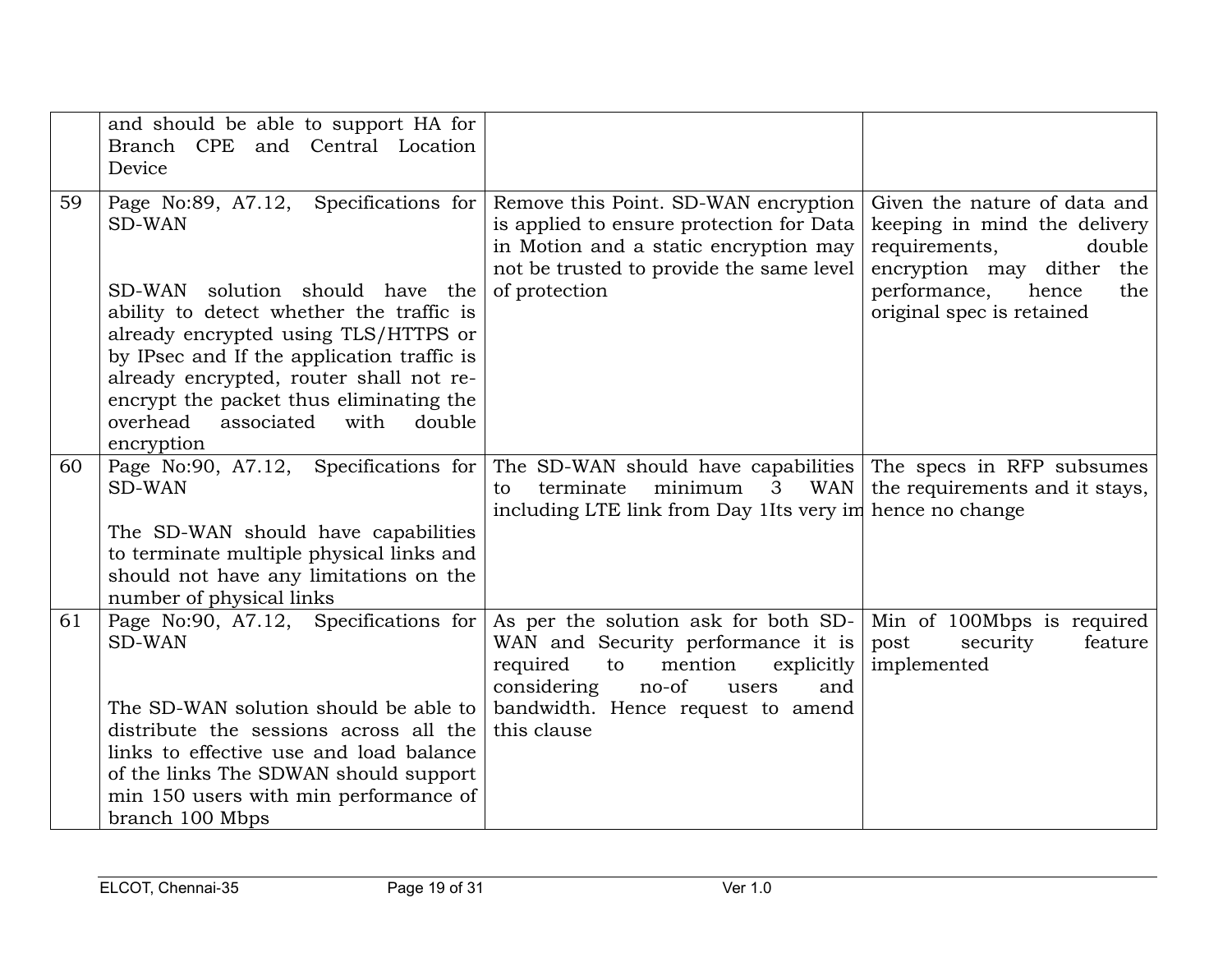| | | | |
|---|---|---|---|
| | and should be able to support HA for Branch CPE and Central Location Device | | |
| 59 | Page No:89, A7.12, Specifications for SD-WAN<br><br>SD-WAN solution should have the ability to detect whether the traffic is already encrypted using TLS/HTTPS or by IPsec and If the application traffic is already encrypted, router shall not re-encrypt the packet thus eliminating the overhead associated with double encryption | Remove this Point. SD-WAN encryption is applied to ensure protection for Data in Motion and a static encryption may not be trusted to provide the same level of protection | Given the nature of data and keeping in mind the delivery requirements, double encryption may dither the performance, hence the original spec is retained |
| 60 | Page No:90, A7.12, Specifications for SD-WAN<br><br>The SD-WAN should have capabilities to terminate multiple physical links and should not have any limitations on the number of physical links | The SD-WAN should have capabilities to terminate minimum 3 WAN including LTE link from Day 1Its very im | The specs in RFP subsumes the requirements and it stays, hence no change |
| 61 | Page No:90, A7.12, Specifications for SD-WAN<br><br>The SD-WAN solution should be able to distribute the sessions across all the links to effective use and load balance of the links The SDWAN should support min 150 users with min performance of branch 100 Mbps | As per the solution ask for both SD-WAN and Security performance it is required to mention explicitly considering no-of users and bandwidth. Hence request to amend this clause | Min of 100Mbps is required post security feature implemented |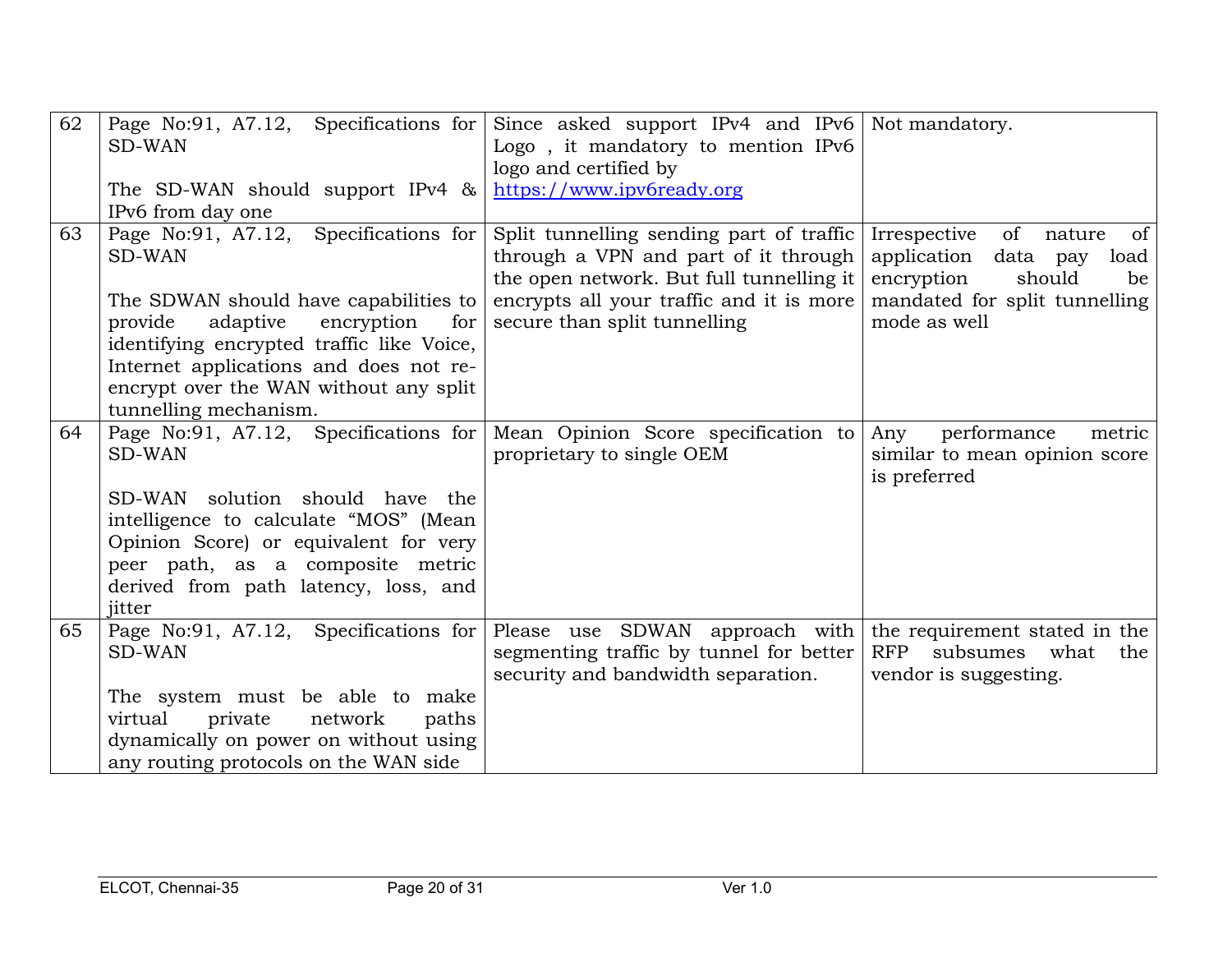| 62 | Page No:91, A7.12, Specifications for SD-WAN<br><br>The SD-WAN should support IPv4 & IPv6 from day one | Since asked support IPv4 and IPv6 Logo , it mandatory to mention IPv6 logo and certified by https://www.ipv6ready.org | Not mandatory. |
|---|---|---|---|
| 63 | Page No:91, A7.12, Specifications for SD-WAN<br><br>The SDWAN should have capabilities to provide adaptive encryption for identifying encrypted traffic like Voice, Internet applications and does not re-encrypt over the WAN without any split tunnelling mechanism. | Split tunnelling sending part of traffic through a VPN and part of it through the open network. But full tunnelling it encrypts all your traffic and it is more secure than split tunnelling | Irrespective of nature of application data pay load encryption should be mandated for split tunnelling mode as well |
| 64 | Page No:91, A7.12, Specifications for SD-WAN<br><br>SD-WAN solution should have the intelligence to calculate "MOS" (Mean Opinion Score) or equivalent for very peer path, as a composite metric derived from path latency, loss, and jitter | Mean Opinion Score specification to proprietary to single OEM | Any performance metric similar to mean opinion score is preferred |
| 65 | Page No:91, A7.12, Specifications for SD-WAN<br><br>The system must be able to make virtual private network paths dynamically on power on without using any routing protocols on the WAN side | Please use SDWAN approach with segmenting traffic by tunnel for better security and bandwidth separation. | the requirement stated in the RFP subsumes what the vendor is suggesting. |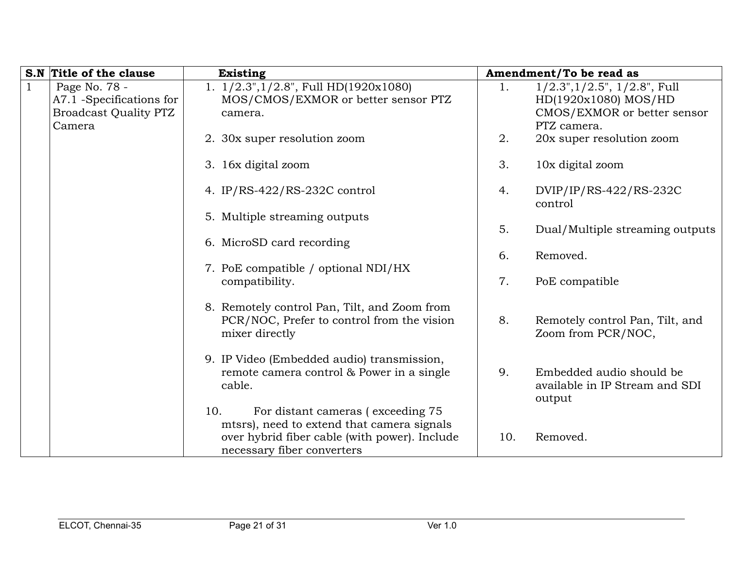| S.N | Title of the clause | Existing | Amendment/To be read as |
|---|---|---|---|
| 1 | Page No. 78 - A7.1 -Specifications for Broadcast Quality PTZ Camera | 1. 1/2.3",1/2.8", Full HD(1920x1080) MOS/CMOS/EXMOR or better sensor PTZ camera.<br><br>2. 30x super resolution zoom<br><br>3. 16x digital zoom<br><br>4. IP/RS-422/RS-232C control<br><br>5. Multiple streaming outputs<br><br>6. MicroSD card recording<br><br>7. PoE compatible / optional NDI/HX compatibility.<br><br>8. Remotely control Pan, Tilt, and Zoom from PCR/NOC, Prefer to control from the vision mixer directly<br><br>9. IP Video (Embedded audio) transmission, remote camera control & Power in a single cable.<br><br>10. For distant cameras ( exceeding 75 mtsrs), need to extend that camera signals over hybrid fiber cable (with power). Include necessary fiber converters | 1. 1/2.3",1/2.5", 1/2.8", Full HD(1920x1080) MOS/HD CMOS/EXMOR or better sensor PTZ camera.<br><br>2. 20x super resolution zoom<br><br>3. 10x digital zoom<br><br>4. DVIP/IP/RS-422/RS-232C control<br><br>5. Dual/Multiple streaming outputs<br><br>6. Removed.<br><br>7. PoE compatible<br><br>8. Remotely control Pan, Tilt, and Zoom from PCR/NOC,<br><br>9. Embedded audio should be available in IP Stream and SDI output<br><br>10. Removed. |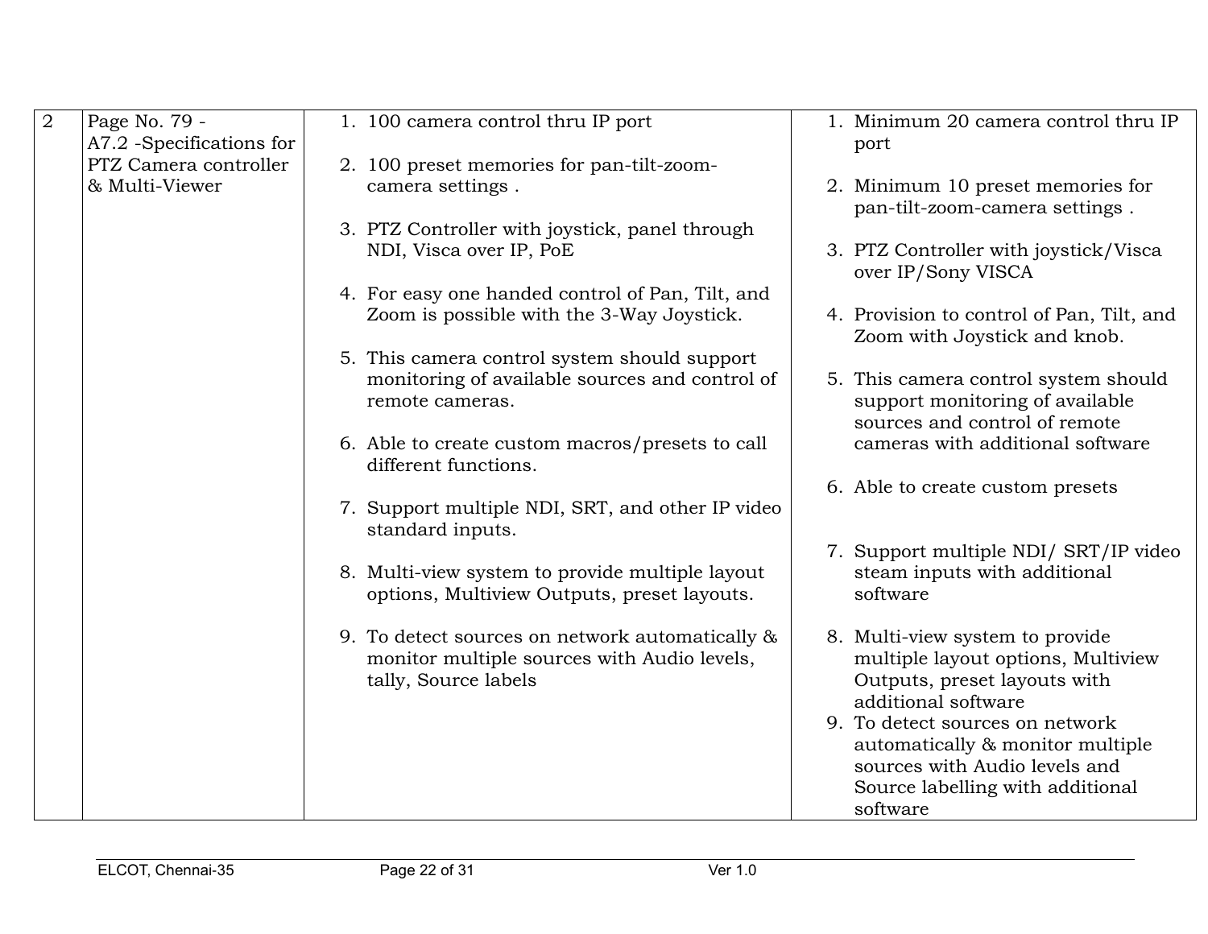| 2 | Page No. 79 - A7.2 -Specifications for PTZ Camera controller & Multi-Viewer | 1. 100 camera control thru IP port<br><br>2. 100 preset memories for pan-tilt-zoom-camera settings .<br><br>3. PTZ Controller with joystick, panel through NDI, Visca over IP, PoE<br><br>4. For easy one handed control of Pan, Tilt, and Zoom is possible with the 3-Way Joystick.<br><br>5. This camera control system should support monitoring of available sources and control of remote cameras.<br><br>6. Able to create custom macros/presets to call different functions.<br><br>7. Support multiple NDI, SRT, and other IP video standard inputs.<br><br>8. Multi-view system to provide multiple layout options, Multiview Outputs, preset layouts.<br><br>9. To detect sources on network automatically & monitor multiple sources with Audio levels, tally, Source labels | 1. Minimum 20 camera control thru IP port<br><br>2. Minimum 10 preset memories for pan-tilt-zoom-camera settings .<br><br>3. PTZ Controller with joystick/Visca over IP/Sony VISCA<br><br>4. Provision to control of Pan, Tilt, and Zoom with Joystick and knob.<br><br>5. This camera control system should support monitoring of available sources and control of remote cameras with additional software<br><br>6. Able to create custom presets<br><br>7. Support multiple NDI/ SRT/IP video steam inputs with additional software<br><br>8. Multi-view system to provide multiple layout options, Multiview Outputs, preset layouts with additional software<br>9. To detect sources on network automatically & monitor multiple sources with Audio levels and Source labelling with additional software |
|---|---|---|---|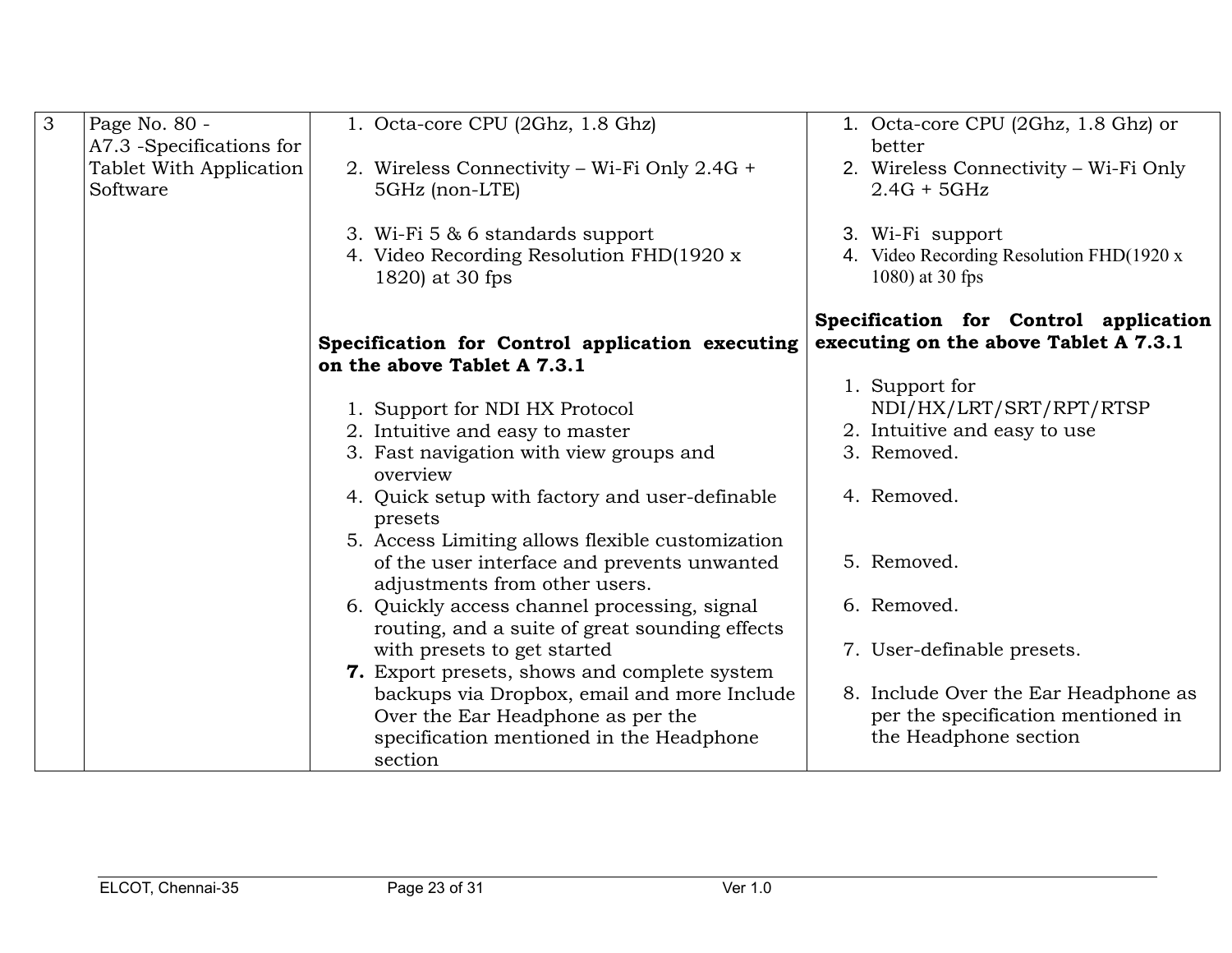| 3 | Page No. 80 - A7.3 -Specifications for Tablet With Application Software | 1. Octa-core CPU (2Ghz, 1.8 Ghz)<br><br>2. Wireless Connectivity – Wi-Fi Only 2.4G + 5GHz (non-LTE)<br><br>3. Wi-Fi 5 & 6 standards support<br>4. Video Recording Resolution FHD(1920 x 1820) at 30 fps<br><br>**Specification for Control application executing on the above Tablet A 7.3.1**<br><br>1. Support for NDI HX Protocol<br>2. Intuitive and easy to master<br>3. Fast navigation with view groups and overview<br>4. Quick setup with factory and user-definable presets<br>5. Access Limiting allows flexible customization of the user interface and prevents unwanted adjustments from other users.<br>6. Quickly access channel processing, signal routing, and a suite of great sounding effects with presets to get started<br>**7.** Export presets, shows and complete system backups via Dropbox, email and more Include Over the Ear Headphone as per the specification mentioned in the Headphone section | 1. Octa-core CPU (2Ghz, 1.8 Ghz) or better<br>2. Wireless Connectivity – Wi-Fi Only 2.4G + 5GHz<br><br>3. Wi-Fi support<br>4. Video Recording Resolution FHD(1920 x 1080) at 30 fps<br><br>**Specification for Control application executing on the above Tablet A 7.3.1**<br><br>1. Support for NDI/HX/LRT/SRT/RPT/RTSP<br>2. Intuitive and easy to use<br>3. Removed.<br><br>4. Removed.<br><br>5. Removed.<br><br>6. Removed.<br><br>7. User-definable presets.<br><br>8. Include Over the Ear Headphone as per the specification mentioned in the Headphone section |
|---|---|---|---|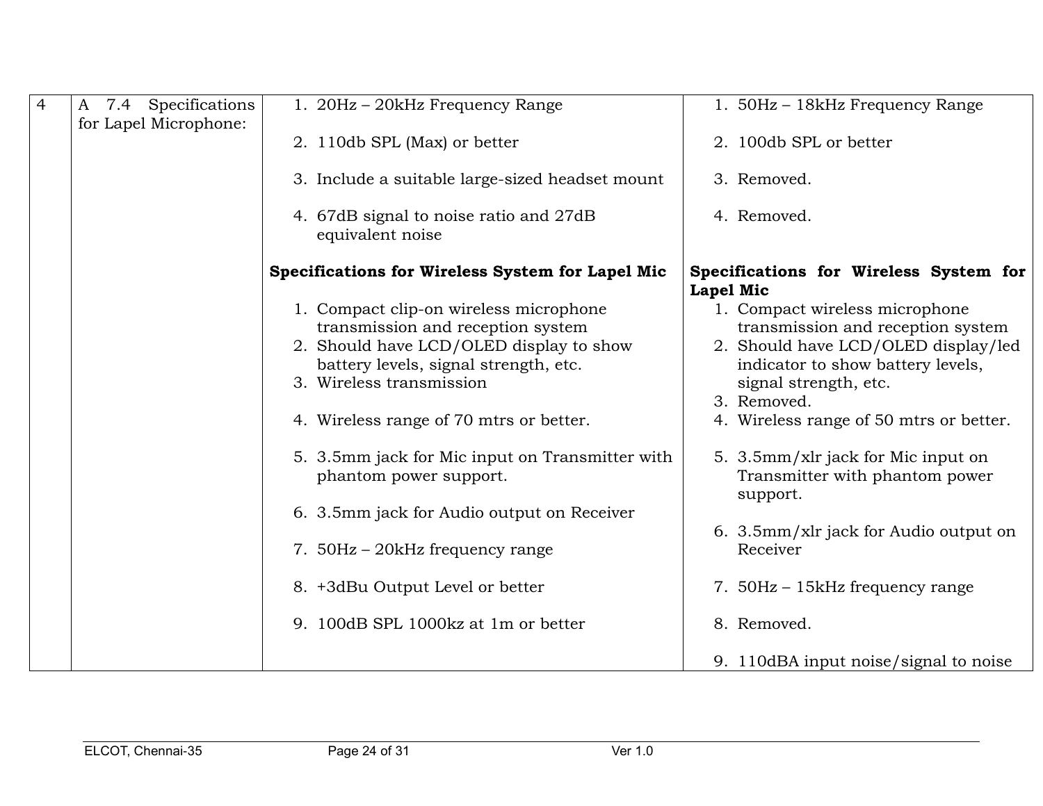| 4 | A 7.4 Specifications for Lapel Microphone: | 1. 20Hz – 20kHz Frequency Range<br><br>2. 110db SPL (Max) or better<br><br>3. Include a suitable large-sized headset mount<br><br>4. 67dB signal to noise ratio and 27dB equivalent noise<br><br>**Specifications for Wireless System for Lapel Mic**<br><br>1. Compact clip-on wireless microphone transmission and reception system<br>2. Should have LCD/OLED display to show battery levels, signal strength, etc.<br>3. Wireless transmission<br><br>4. Wireless range of 70 mtrs or better.<br><br>5. 3.5mm jack for Mic input on Transmitter with phantom power support.<br><br>6. 3.5mm jack for Audio output on Receiver<br><br>7. 50Hz – 20kHz frequency range<br><br>8. +3dBu Output Level or better<br><br>9. 100dB SPL 1000kz at 1m or better | 1. 50Hz – 18kHz Frequency Range<br><br>2. 100db SPL or better<br><br>3. Removed.<br><br>4. Removed.<br><br>**Specifications for Wireless System for Lapel Mic**<br>1. Compact wireless microphone transmission and reception system<br>2. Should have LCD/OLED display/led indicator to show battery levels, signal strength, etc.<br>3. Removed.<br>4. Wireless range of 50 mtrs or better.<br><br>5. 3.5mm/xlr jack for Mic input on Transmitter with phantom power support.<br><br>6. 3.5mm/xlr jack for Audio output on Receiver<br><br>7. 50Hz – 15kHz frequency range<br><br>8. Removed.<br><br>9. 110dBA input noise/signal to noise |
|---|---|---|---|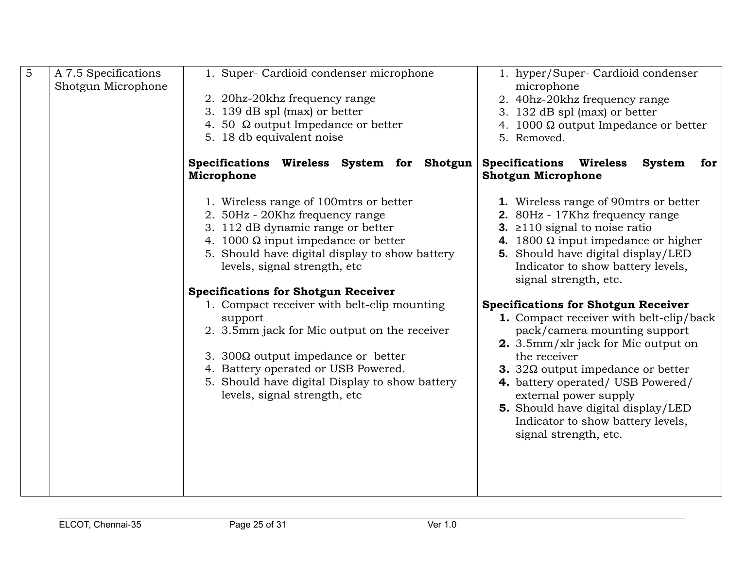| 5 | A 7.5 Specifications Shotgun Microphone | 1. Super- Cardioid condenser microphone<br>2. 20hz-20khz frequency range<br>3. 139 dB spl (max) or better<br>4. 50 Ω output Impedance or better<br>5. 18 db equivalent noise<br><br>**Specifications Wireless System for Shotgun Microphone**<br><br>1. Wireless range of 100mtrs or better<br>2. 50Hz - 20Khz frequency range<br>3. 112 dB dynamic range or better<br>4. 1000 Ω input impedance or better<br>5. Should have digital display to show battery levels, signal strength, etc<br><br>**Specifications for Shotgun Receiver**<br>1. Compact receiver with belt-clip mounting support<br>2. 3.5mm jack for Mic output on the receiver<br>3. 300Ω output impedance or better<br>4. Battery operated or USB Powered.<br>5. Should have digital Display to show battery levels, signal strength, etc | 1. hyper/Super- Cardioid condenser microphone<br>2. 40hz-20khz frequency range<br>3. 132 dB spl (max) or better<br>4. 1000 Ω output Impedance or better<br>5. Removed.<br><br>**Specifications Wireless System for Shotgun Microphone**<br><br>**1.** Wireless range of 90mtrs or better<br>**2.** 80Hz - 17Khz frequency range<br>**3.** ≥110 signal to noise ratio<br>**4.** 1800 Ω input impedance or higher<br>**5.** Should have digital display/LED Indicator to show battery levels, signal strength, etc.<br><br>**Specifications for Shotgun Receiver**<br>**1.** Compact receiver with belt-clip/back pack/camera mounting support<br>**2.** 3.5mm/xlr jack for Mic output on the receiver<br>**3.** 32Ω output impedance or better<br>**4.** battery operated/ USB Powered/ external power supply<br>**5.** Should have digital display/LED Indicator to show battery levels, signal strength, etc. |
|---|---|---|---|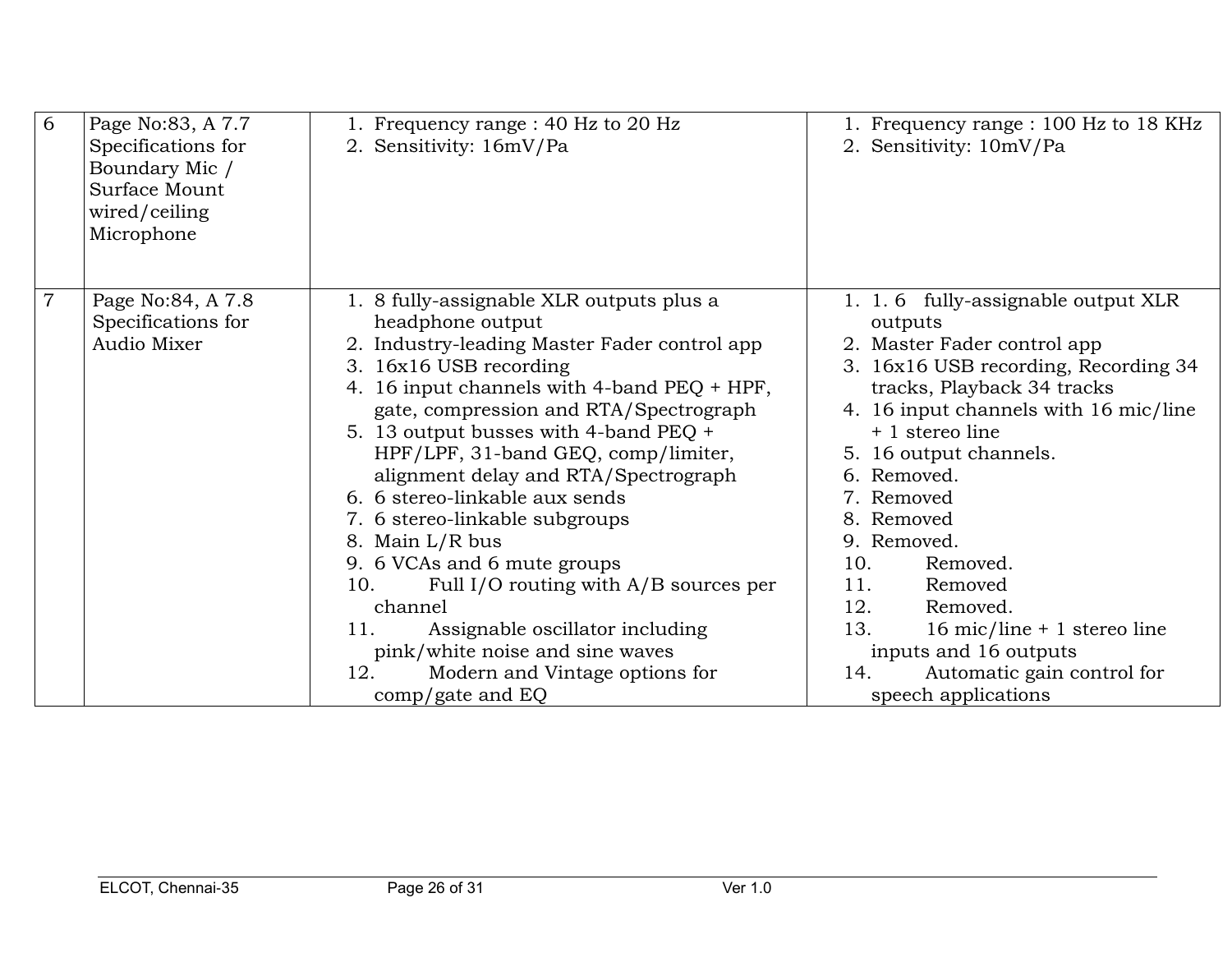| 6 | Page No:83, A 7.7 Specifications for Boundary Mic / Surface Mount wired/ceiling Microphone | 1. Frequency range : 40 Hz to 20 Hz<br>2. Sensitivity: 16mV/Pa | 1. Frequency range : 100 Hz to 18 KHz<br>2. Sensitivity: 10mV/Pa |
|---|---|---|---|
| 7 | Page No:84, A 7.8 Specifications for Audio Mixer | 1. 8 fully-assignable XLR outputs plus a headphone output<br>2. Industry-leading Master Fader control app<br>3. 16x16 USB recording<br>4. 16 input channels with 4-band PEQ + HPF, gate, compression and RTA/Spectrograph<br>5. 13 output busses with 4-band PEQ + HPF/LPF, 31-band GEQ, comp/limiter, alignment delay and RTA/Spectrograph<br>6. 6 stereo-linkable aux sends<br>7. 6 stereo-linkable subgroups<br>8. Main L/R bus<br>9. 6 VCAs and 6 mute groups<br>10. Full I/O routing with A/B sources per channel<br>11. Assignable oscillator including pink/white noise and sine waves<br>12. Modern and Vintage options for comp/gate and EQ | 1. 1. 6 fully-assignable output XLR outputs<br>2. Master Fader control app<br>3. 16x16 USB recording, Recording 34 tracks, Playback 34 tracks<br>4. 16 input channels with 16 mic/line + 1 stereo line<br>5. 16 output channels.<br>6. Removed.<br>7. Removed<br>8. Removed<br>9. Removed.<br>10. Removed.<br>11. Removed<br>12. Removed.<br>13. 16 mic/line + 1 stereo line inputs and 16 outputs<br>14. Automatic gain control for speech applications |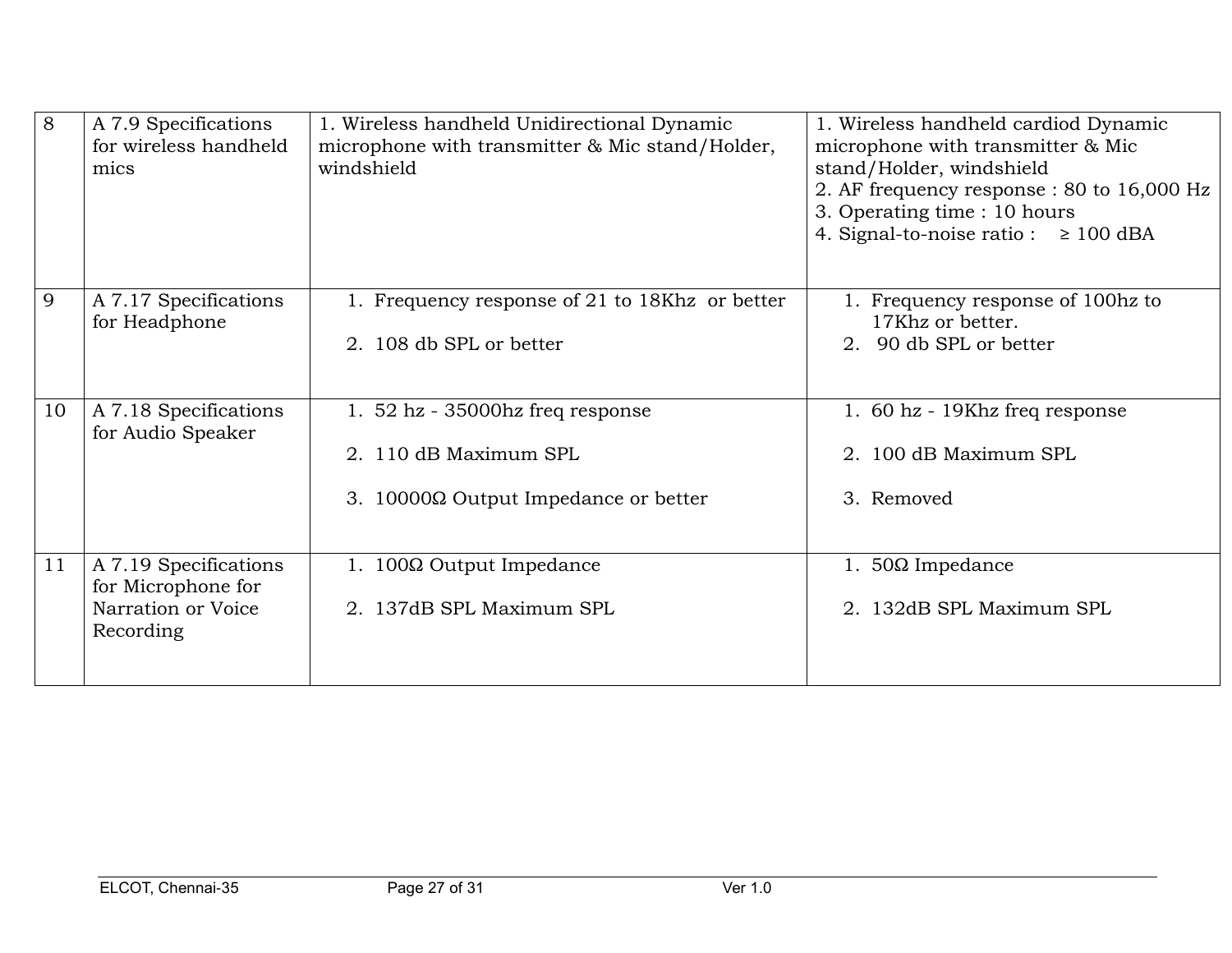| 8 | A 7.9 Specifications for wireless handheld mics | 1. Wireless handheld Unidirectional Dynamic microphone with transmitter & Mic stand/Holder, windshield | 1. Wireless handheld cardiod Dynamic microphone with transmitter & Mic stand/Holder, windshield<br>2. AF frequency response : 80 to 16,000 Hz<br>3. Operating time : 10 hours<br>4. Signal-to-noise ratio : ≥ 100 dBA |
|---|---|---|---|
| 9 | A 7.17 Specifications for Headphone | 1. Frequency response of 21 to 18Khz or better<br>2. 108 db SPL or better | 1. Frequency response of 100hz to 17Khz or better.<br>2. 90 db SPL or better |
| 10 | A 7.18 Specifications for Audio Speaker | 1. 52 hz - 35000hz freq response<br>2. 110 dB Maximum SPL<br>3. 10000Ω Output Impedance or better | 1. 60 hz - 19Khz freq response<br>2. 100 dB Maximum SPL<br>3. Removed |
| 11 | A 7.19 Specifications for Microphone for Narration or Voice Recording | 1. 100Ω Output Impedance<br>2. 137dB SPL Maximum SPL | 1. 50Ω Impedance<br>2. 132dB SPL Maximum SPL |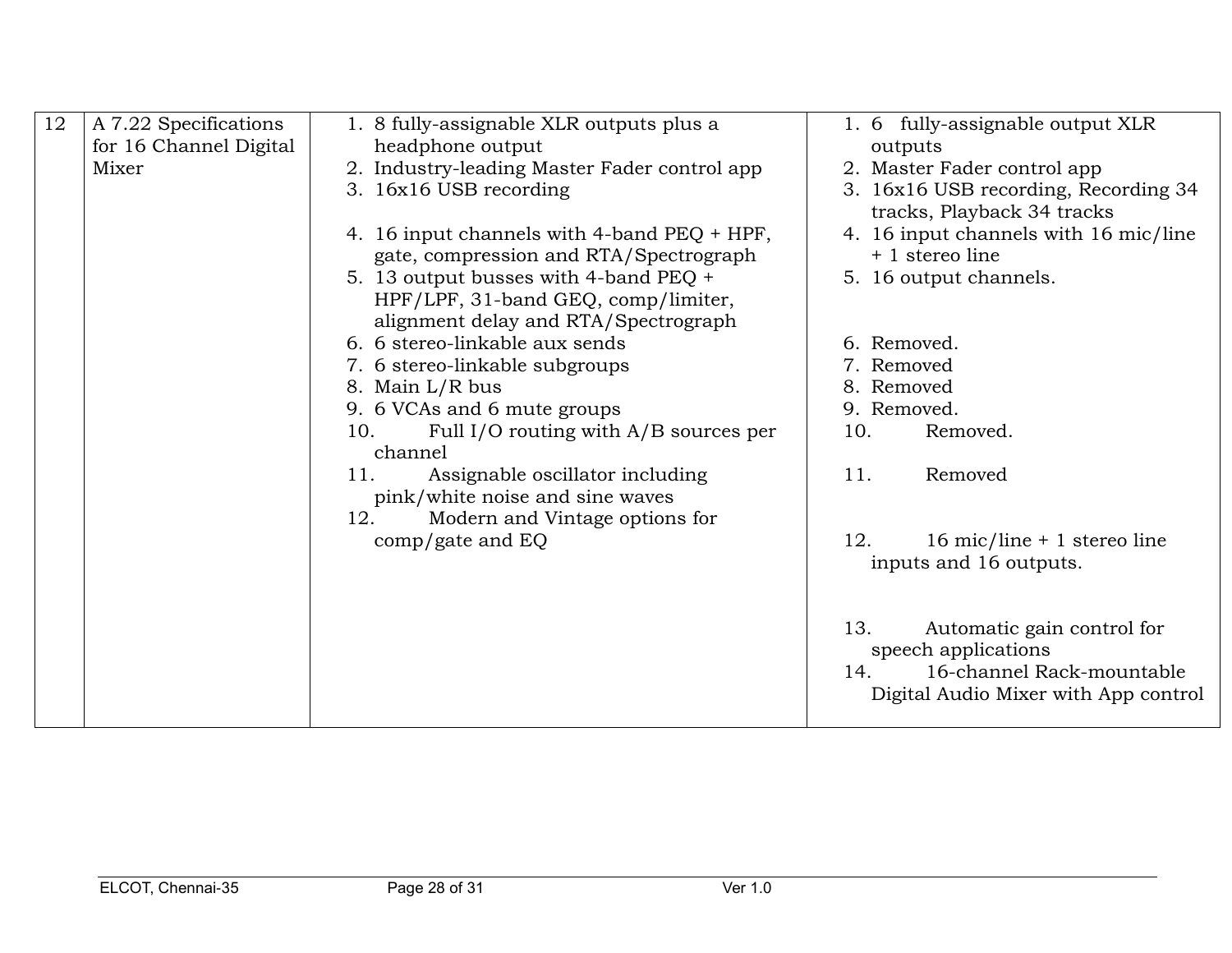| 12 | A 7.22 Specifications for 16 Channel Digital Mixer | 1. 8 fully-assignable XLR outputs plus a headphone output<br>2. Industry-leading Master Fader control app<br>3. 16x16 USB recording<br><br>4. 16 input channels with 4-band PEQ + HPF, gate, compression and RTA/Spectrograph<br>5. 13 output busses with 4-band PEQ + HPF/LPF, 31-band GEQ, comp/limiter, alignment delay and RTA/Spectrograph<br>6. 6 stereo-linkable aux sends<br>7. 6 stereo-linkable subgroups<br>8. Main L/R bus<br>9. 6 VCAs and 6 mute groups<br>10. Full I/O routing with A/B sources per channel<br>11. Assignable oscillator including pink/white noise and sine waves<br>12. Modern and Vintage options for comp/gate and EQ | 1. 6 fully-assignable output XLR outputs<br>2. Master Fader control app<br>3. 16x16 USB recording, Recording 34 tracks, Playback 34 tracks<br>4. 16 input channels with 16 mic/line + 1 stereo line<br>5. 16 output channels.<br><br>6. Removed.<br>7. Removed<br>8. Removed<br>9. Removed.<br>10. Removed.<br><br>11. Removed<br><br>12. 16 mic/line + 1 stereo line inputs and 16 outputs.<br><br>13. Automatic gain control for speech applications<br>14. 16-channel Rack-mountable Digital Audio Mixer with App control |
|---|---|---|---|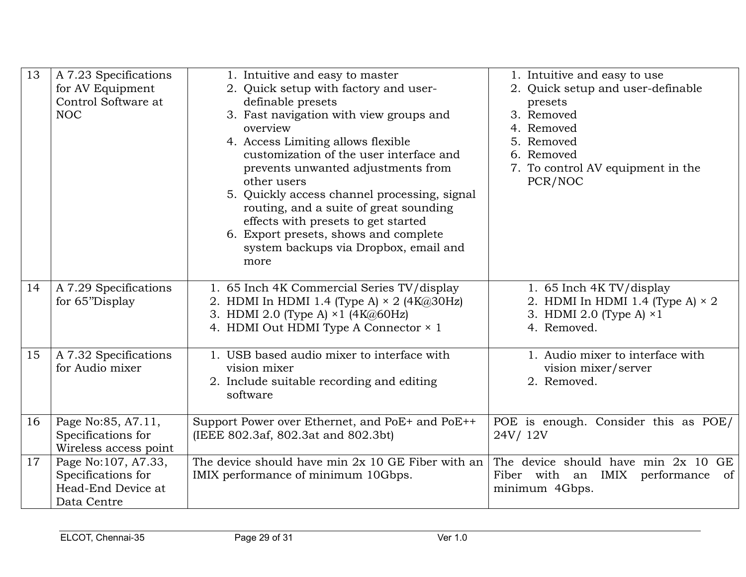| 13 | A 7.23 Specifications for AV Equipment Control Software at NOC | 1. Intuitive and easy to master<br>2. Quick setup with factory and user-definable presets<br>3. Fast navigation with view groups and overview<br>4. Access Limiting allows flexible customization of the user interface and prevents unwanted adjustments from other users<br>5. Quickly access channel processing, signal routing, and a suite of great sounding effects with presets to get started<br>6. Export presets, shows and complete system backups via Dropbox, email and more | 1. Intuitive and easy to use<br>2. Quick setup and user-definable presets<br>3. Removed<br>4. Removed<br>5. Removed<br>6. Removed<br>7. To control AV equipment in the PCR/NOC |
|---|---|---|---|
| 14 | A 7.29 Specifications for 65"Display | 1. 65 Inch 4K Commercial Series TV/display<br>2. HDMI In HDMI 1.4 (Type A) × 2 (4K@30Hz)<br>3. HDMI 2.0 (Type A) ×1 (4K@60Hz)<br>4. HDMI Out HDMI Type A Connector × 1 | 1. 65 Inch 4K TV/display<br>2. HDMI In HDMI 1.4 (Type A) × 2<br>3. HDMI 2.0 (Type A) ×1<br>4. Removed. |
| 15 | A 7.32 Specifications for Audio mixer | 1. USB based audio mixer to interface with vision mixer<br>2. Include suitable recording and editing software | 1. Audio mixer to interface with vision mixer/server<br>2. Removed. |
| 16 | Page No:85, A7.11, Specifications for Wireless access point | Support Power over Ethernet, and PoE+ and PoE++ (IEEE 802.3af, 802.3at and 802.3bt) | POE is enough. Consider this as POE/ 24V/ 12V |
| 17 | Page No:107, A7.33, Specifications for Head-End Device at Data Centre | The device should have min 2x 10 GE Fiber with an IMIX performance of minimum 10Gbps. | The device should have min 2x 10 GE Fiber with an IMIX performance of minimum 4Gbps. |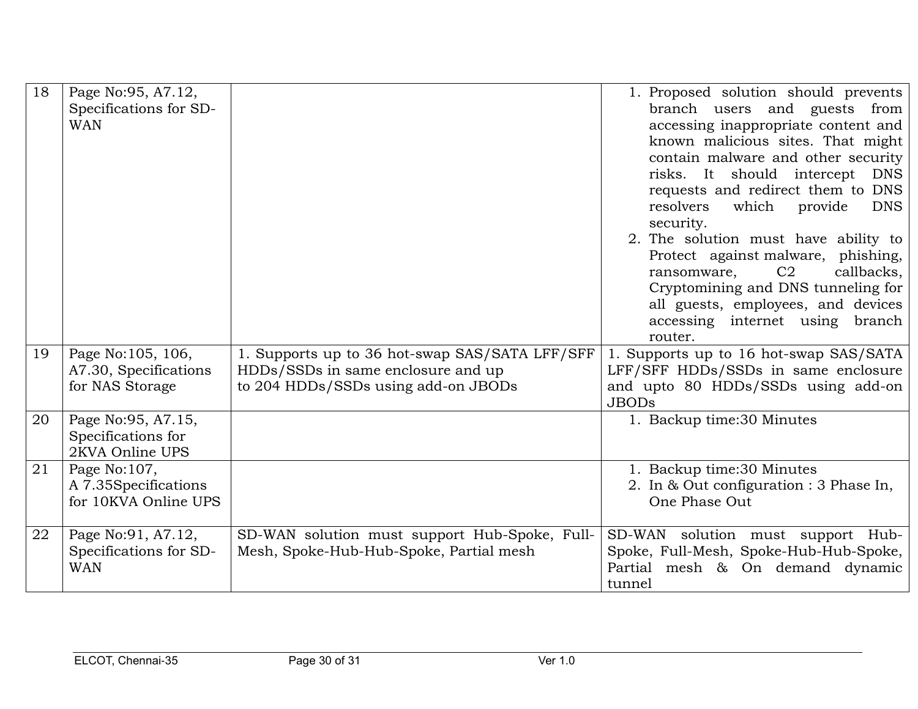| 18 | Page No:95, A7.12, Specifications for SD-WAN | | 1. Proposed solution should prevents branch users and guests from accessing inappropriate content and known malicious sites. That might contain malware and other security risks. It should intercept DNS requests and redirect them to DNS resolvers which provide DNS security.<br>2. The solution must have ability to Protect against malware, phishing, ransomware, C2 callbacks, Cryptomining and DNS tunneling for all guests, employees, and devices accessing internet using branch router. |
|---|---|---|---|
| 19 | Page No:105, 106, A7.30, Specifications for NAS Storage | 1. Supports up to 36 hot-swap SAS/SATA LFF/SFF HDDs/SSDs in same enclosure and up to 204 HDDs/SSDs using add-on JBODs | 1. Supports up to 16 hot-swap SAS/SATA LFF/SFF HDDs/SSDs in same enclosure and upto 80 HDDs/SSDs using add-on JBODs |
| 20 | Page No:95, A7.15, Specifications for 2KVA Online UPS | | 1. Backup time:30 Minutes |
| 21 | Page No:107, A 7.35Specifications for 10KVA Online UPS | | 1. Backup time:30 Minutes<br>2. In & Out configuration : 3 Phase In, One Phase Out |
| 22 | Page No:91, A7.12, Specifications for SD-WAN | SD-WAN solution must support Hub-Spoke, Full-Mesh, Spoke-Hub-Hub-Spoke, Partial mesh | SD-WAN solution must support Hub-Spoke, Full-Mesh, Spoke-Hub-Hub-Spoke, Partial mesh & On demand dynamic tunnel |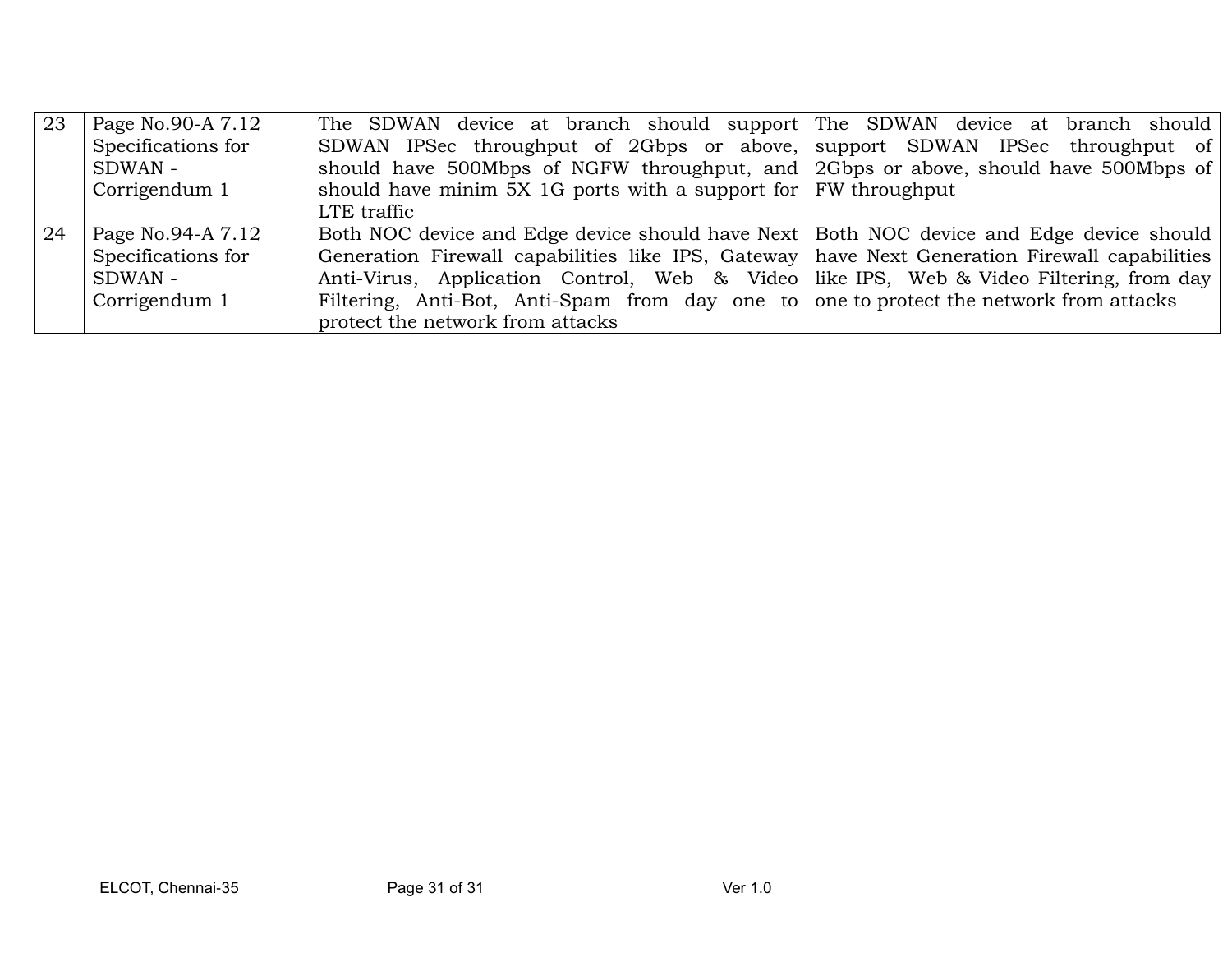| | | | |
|---|---|---|---|
| 23 | Page No.90-A 7.12 Specifications for SDWAN - Corrigendum 1 | The SDWAN device at branch should support SDWAN IPSec throughput of 2Gbps or above, should have 500Mbps of NGFW throughput, and should have minim 5X 1G ports with a support for LTE traffic | The SDWAN device at branch should support SDWAN IPSec throughput of 2Gbps or above, should have 500Mbps of FW throughput |
| 24 | Page No.94-A 7.12 Specifications for SDWAN - Corrigendum 1 | Both NOC device and Edge device should have Next Generation Firewall capabilities like IPS, Gateway Anti-Virus, Application Control, Web & Video Filtering, Anti-Bot, Anti-Spam from day one to protect the network from attacks | Both NOC device and Edge device should have Next Generation Firewall capabilities like IPS, Web & Video Filtering, from day one to protect the network from attacks |